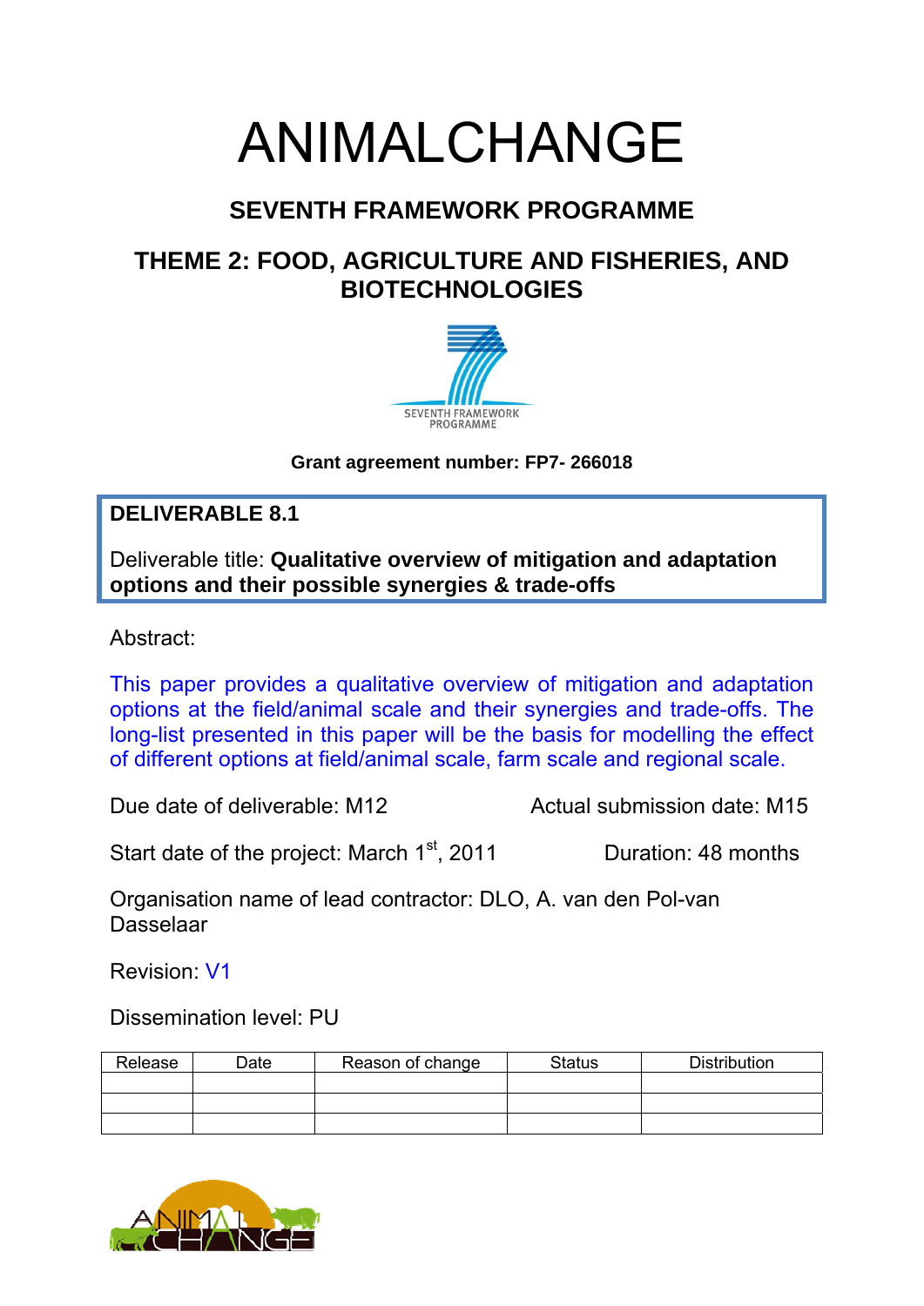# ANIMALCHANGE

## SEVENTH FRAMEWORK PROGRAMME

## THEME 2: FOOD, AGRICULTURE AND FISHERIES, AND BIOTECHNOLOGIES

SEVENTH FRAMEWORK PROGRAMME

**Grant agreement number: FP7- 266018**

**DELIVERABLE 8.1**

Deliverable title: **Qualitative overview of mitigation and adaptation options and their possible synergies & trade-offs**

Abstract:

This paper provides a qualitative overview of mitigation and adaptation options at the field/animal scale and their synergies and trade-offs. The long-list presented in this paper will be the basis for modelling the effect of different options at field/animal scale, farm scale and regional scale.

Due date of deliverable: M12 Actual submission date: M15

Start date of the project: March 1st, 2011 Duration: 48 months

Organisation name of lead contractor: DLO, A. van den Pol-van Dasselaar

Revision: V1

Dissemination level: PU

| Release | Date | Reason of change | Status | Distribution |
|---|---|---|---|---|
| | | | | |
| | | | | |
| | | | | |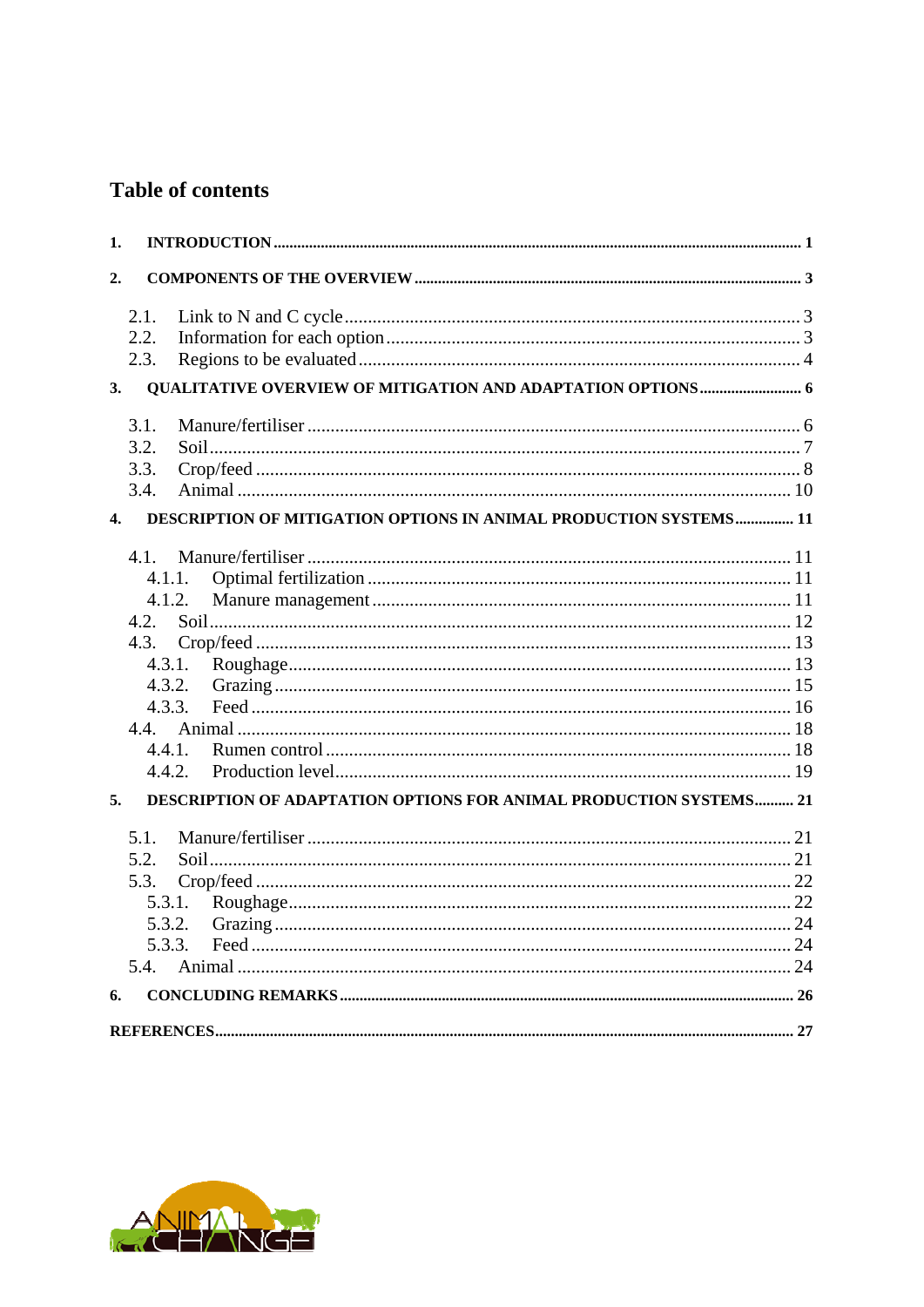# Table of contents

1. INTRODUCTION ..... 1
2. COMPONENTS OF THE OVERVIEW ..... 3
   - 2.1. Link to N and C cycle ..... 3
   - 2.2. Information for each option ..... 3
   - 2.3. Regions to be evaluated ..... 4
3. QUALITATIVE OVERVIEW OF MITIGATION AND ADAPTATION OPTIONS ..... 6
   - 3.1. Manure/fertiliser ..... 6
   - 3.2. Soil ..... 7
   - 3.3. Crop/feed ..... 8
   - 3.4. Animal ..... 10
4. DESCRIPTION OF MITIGATION OPTIONS IN ANIMAL PRODUCTION SYSTEMS ..... 11
   - 4.1. Manure/fertiliser ..... 11
     - 4.1.1. Optimal fertilization ..... 11
     - 4.1.2. Manure management ..... 11
   - 4.2. Soil ..... 12
   - 4.3. Crop/feed ..... 13
     - 4.3.1. Roughage ..... 13
     - 4.3.2. Grazing ..... 15
     - 4.3.3. Feed ..... 16
   - 4.4. Animal ..... 18
     - 4.4.1. Rumen control ..... 18
     - 4.4.2. Production level ..... 19
5. DESCRIPTION OF ADAPTATION OPTIONS FOR ANIMAL PRODUCTION SYSTEMS ..... 21
   - 5.1. Manure/fertiliser ..... 21
   - 5.2. Soil ..... 21
   - 5.3. Crop/feed ..... 22
     - 5.3.1. Roughage ..... 22
     - 5.3.2. Grazing ..... 24
     - 5.3.3. Feed ..... 24
   - 5.4. Animal ..... 24
6. CONCLUDING REMARKS ..... 26

REFERENCES ..... 27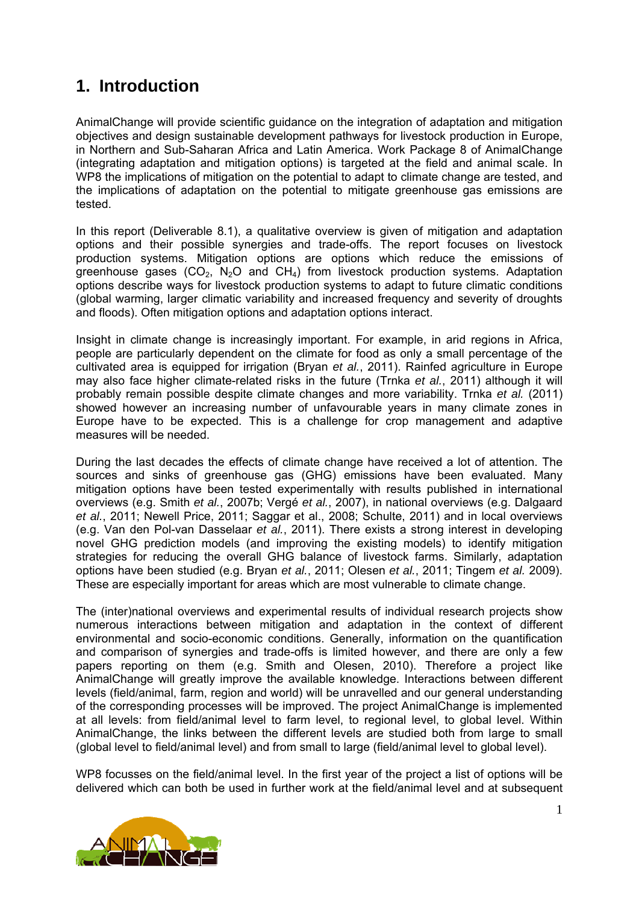# 1. Introduction

AnimalChange will provide scientific guidance on the integration of adaptation and mitigation objectives and design sustainable development pathways for livestock production in Europe, in Northern and Sub-Saharan Africa and Latin America. Work Package 8 of AnimalChange (integrating adaptation and mitigation options) is targeted at the field and animal scale. In WP8 the implications of mitigation on the potential to adapt to climate change are tested, and the implications of adaptation on the potential to mitigate greenhouse gas emissions are tested.

In this report (Deliverable 8.1), a qualitative overview is given of mitigation and adaptation options and their possible synergies and trade-offs. The report focuses on livestock production systems. Mitigation options are options which reduce the emissions of greenhouse gases ($CO_2$, $N_2O$ and $CH_4$) from livestock production systems. Adaptation options describe ways for livestock production systems to adapt to future climatic conditions (global warming, larger climatic variability and increased frequency and severity of droughts and floods). Often mitigation options and adaptation options interact.

Insight in climate change is increasingly important. For example, in arid regions in Africa, people are particularly dependent on the climate for food as only a small percentage of the cultivated area is equipped for irrigation (Bryan *et al.*, 2011). Rainfed agriculture in Europe may also face higher climate-related risks in the future (Trnka *et al.*, 2011) although it will probably remain possible despite climate changes and more variability. Trnka *et al.* (2011) showed however an increasing number of unfavourable years in many climate zones in Europe have to be expected. This is a challenge for crop management and adaptive measures will be needed.

During the last decades the effects of climate change have received a lot of attention. The sources and sinks of greenhouse gas (GHG) emissions have been evaluated. Many mitigation options have been tested experimentally with results published in international overviews (e.g. Smith *et al.*, 2007b; Vergé *et al.*, 2007), in national overviews (e.g. Dalgaard *et al.*, 2011; Newell Price, 2011; Saggar et al., 2008; Schulte, 2011) and in local overviews (e.g. Van den Pol-van Dasselaar *et al.*, 2011). There exists a strong interest in developing novel GHG prediction models (and improving the existing models) to identify mitigation strategies for reducing the overall GHG balance of livestock farms. Similarly, adaptation options have been studied (e.g. Bryan *et al.*, 2011; Olesen *et al.*, 2011; Tingem *et al.* 2009). These are especially important for areas which are most vulnerable to climate change.

The (inter)national overviews and experimental results of individual research projects show numerous interactions between mitigation and adaptation in the context of different environmental and socio-economic conditions. Generally, information on the quantification and comparison of synergies and trade-offs is limited however, and there are only a few papers reporting on them (e.g. Smith and Olesen, 2010). Therefore a project like AnimalChange will greatly improve the available knowledge. Interactions between different levels (field/animal, farm, region and world) will be unravelled and our general understanding of the corresponding processes will be improved. The project AnimalChange is implemented at all levels: from field/animal level to farm level, to regional level, to global level. Within AnimalChange, the links between the different levels are studied both from large to small (global level to field/animal level) and from small to large (field/animal level to global level).

WP8 focusses on the field/animal level. In the first year of the project a list of options will be delivered which can both be used in further work at the field/animal level and at subsequent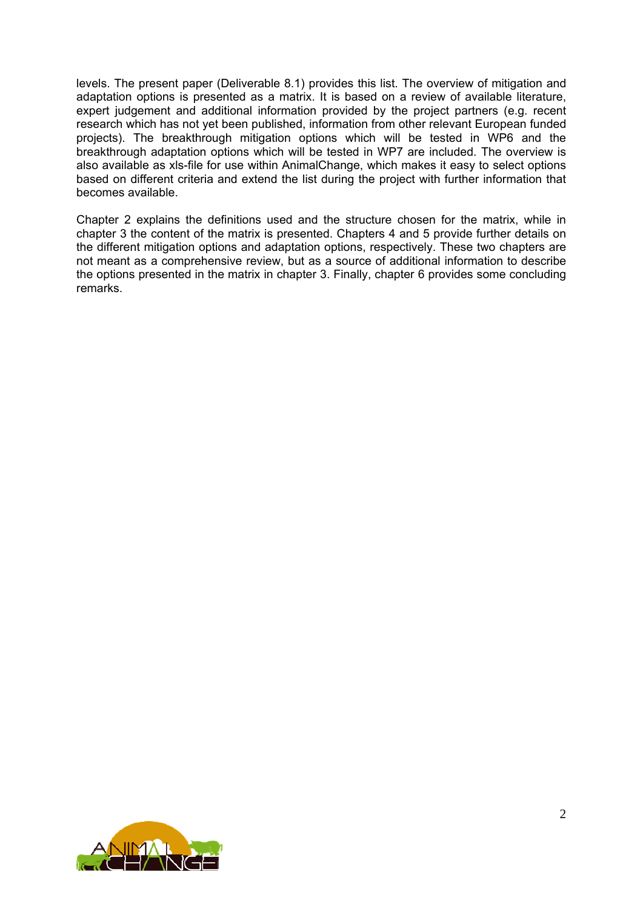levels. The present paper (Deliverable 8.1) provides this list. The overview of mitigation and adaptation options is presented as a matrix. It is based on a review of available literature, expert judgement and additional information provided by the project partners (e.g. recent research which has not yet been published, information from other relevant European funded projects). The breakthrough mitigation options which will be tested in WP6 and the breakthrough adaptation options which will be tested in WP7 are included. The overview is also available as xls-file for use within AnimalChange, which makes it easy to select options based on different criteria and extend the list during the project with further information that becomes available.

Chapter 2 explains the definitions used and the structure chosen for the matrix, while in chapter 3 the content of the matrix is presented. Chapters 4 and 5 provide further details on the different mitigation options and adaptation options, respectively. These two chapters are not meant as a comprehensive review, but as a source of additional information to describe the options presented in the matrix in chapter 3. Finally, chapter 6 provides some concluding remarks.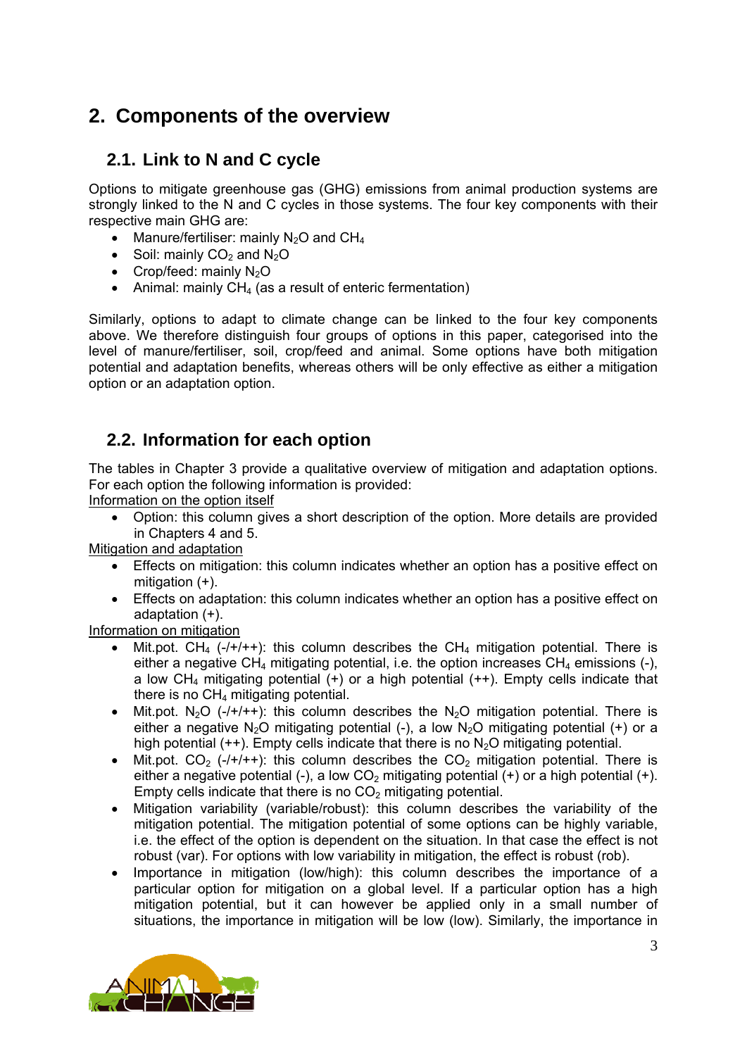## 2. Components of the overview

### 2.1. Link to N and C cycle

Options to mitigate greenhouse gas (GHG) emissions from animal production systems are strongly linked to the N and C cycles in those systems. The four key components with their respective main GHG are:

- Manure/fertiliser: mainly $N_2O$ and $CH_4$
- Soil: mainly $CO_2$ and $N_2O$
- Crop/feed: mainly $N_2O$
- Animal: mainly $CH_4$ (as a result of enteric fermentation)

Similarly, options to adapt to climate change can be linked to the four key components above. We therefore distinguish four groups of options in this paper, categorised into the level of manure/fertiliser, soil, crop/feed and animal. Some options have both mitigation potential and adaptation benefits, whereas others will be only effective as either a mitigation option or an adaptation option.

### 2.2. Information for each option

The tables in Chapter 3 provide a qualitative overview of mitigation and adaptation options. For each option the following information is provided:

Information on the option itself

- Option: this column gives a short description of the option. More details are provided in Chapters 4 and 5.

Mitigation and adaptation

- Effects on mitigation: this column indicates whether an option has a positive effect on mitigation (+).
- Effects on adaptation: this column indicates whether an option has a positive effect on adaptation (+).

Information on mitigation

- Mit.pot. $CH_4$ (-/+/++): this column describes the $CH_4$ mitigation potential. There is either a negative $CH_4$ mitigating potential, i.e. the option increases $CH_4$ emissions (-), a low $CH_4$ mitigating potential (+) or a high potential (++). Empty cells indicate that there is no $CH_4$ mitigating potential.
- Mit.pot. $N_2O$ (-/+/++): this column describes the $N_2O$ mitigation potential. There is either a negative $N_2O$ mitigating potential (-), a low $N_2O$ mitigating potential (+) or a high potential (++). Empty cells indicate that there is no $N_2O$ mitigating potential.
- Mit.pot. $CO_2$ (-/+/++): this column describes the $CO_2$ mitigation potential. There is either a negative potential (-), a low $CO_2$ mitigating potential (+) or a high potential (+). Empty cells indicate that there is no $CO_2$ mitigating potential.
- Mitigation variability (variable/robust): this column describes the variability of the mitigation potential. The mitigation potential of some options can be highly variable, i.e. the effect of the option is dependent on the situation. In that case the effect is not robust (var). For options with low variability in mitigation, the effect is robust (rob).
- Importance in mitigation (low/high): this column describes the importance of a particular option for mitigation on a global level. If a particular option has a high mitigation potential, but it can however be applied only in a small number of situations, the importance in mitigation will be low (low). Similarly, the importance in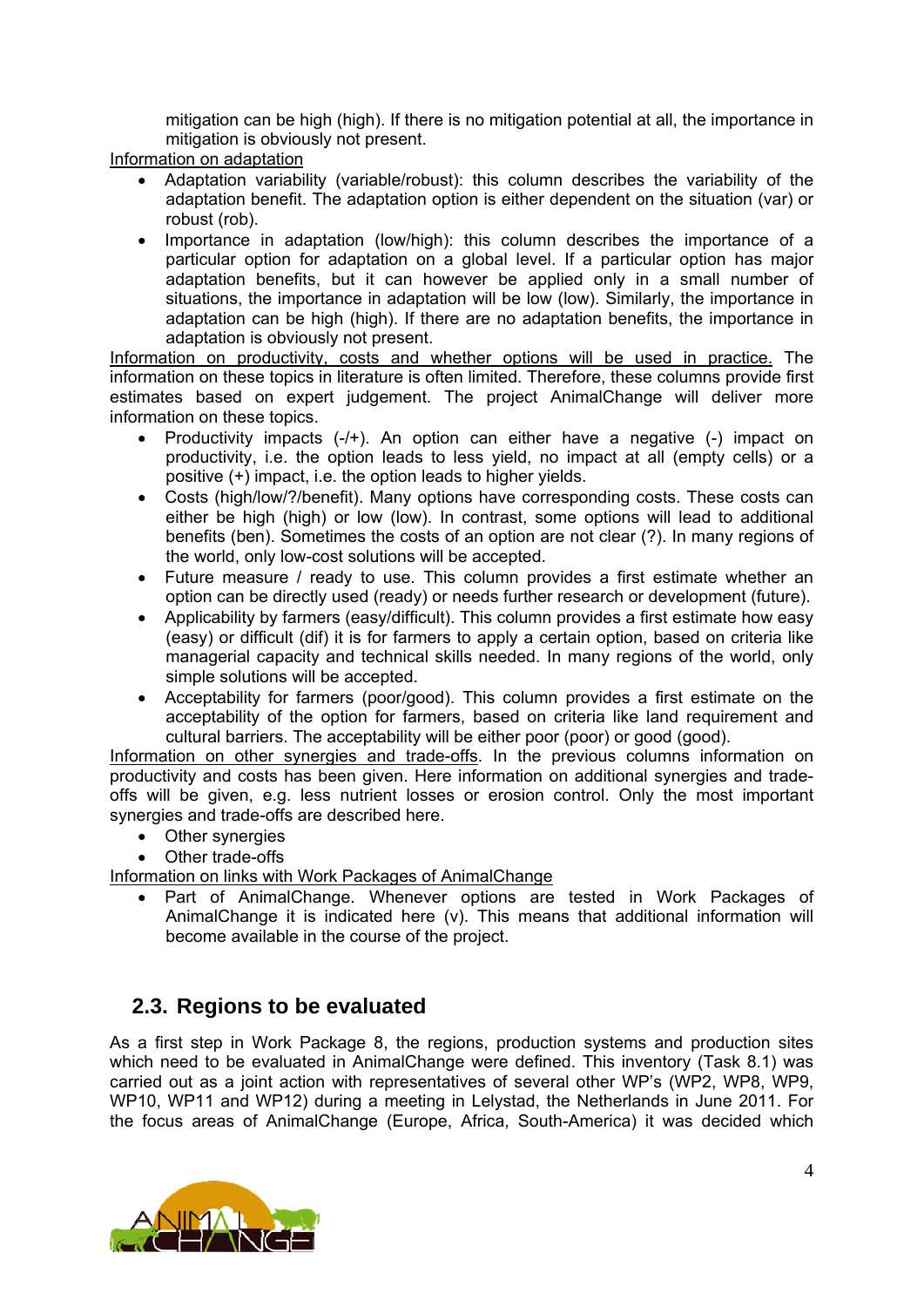mitigation can be high (high). If there is no mitigation potential at all, the importance in mitigation is obviously not present.

<u>Information on adaptation</u>

- Adaptation variability (variable/robust): this column describes the variability of the adaptation benefit. The adaptation option is either dependent on the situation (var) or robust (rob).
- Importance in adaptation (low/high): this column describes the importance of a particular option for adaptation on a global level. If a particular option has major adaptation benefits, but it can however be applied only in a small number of situations, the importance in adaptation will be low (low). Similarly, the importance in adaptation can be high (high). If there are no adaptation benefits, the importance in adaptation is obviously not present.

<u>Information on productivity, costs and whether options will be used in practice.</u> The information on these topics in literature is often limited. Therefore, these columns provide first estimates based on expert judgement. The project AnimalChange will deliver more information on these topics.

- Productivity impacts (-/+). An option can either have a negative (-) impact on productivity, i.e. the option leads to less yield, no impact at all (empty cells) or a positive (+) impact, i.e. the option leads to higher yields.
- Costs (high/low/?/benefit). Many options have corresponding costs. These costs can either be high (high) or low (low). In contrast, some options will lead to additional benefits (ben). Sometimes the costs of an option are not clear (?). In many regions of the world, only low-cost solutions will be accepted.
- Future measure / ready to use. This column provides a first estimate whether an option can be directly used (ready) or needs further research or development (future).
- Applicability by farmers (easy/difficult). This column provides a first estimate how easy (easy) or difficult (dif) it is for farmers to apply a certain option, based on criteria like managerial capacity and technical skills needed. In many regions of the world, only simple solutions will be accepted.
- Acceptability for farmers (poor/good). This column provides a first estimate on the acceptability of the option for farmers, based on criteria like land requirement and cultural barriers. The acceptability will be either poor (poor) or good (good).

<u>Information on other synergies and trade-offs</u>. In the previous columns information on productivity and costs has been given. Here information on additional synergies and trade-offs will be given, e.g. less nutrient losses or erosion control. Only the most important synergies and trade-offs are described here.

- Other synergies
- Other trade-offs

<u>Information on links with Work Packages of AnimalChange</u>

- Part of AnimalChange. Whenever options are tested in Work Packages of AnimalChange it is indicated here (v). This means that additional information will become available in the course of the project.

## 2.3. Regions to be evaluated

As a first step in Work Package 8, the regions, production systems and production sites which need to be evaluated in AnimalChange were defined. This inventory (Task 8.1) was carried out as a joint action with representatives of several other WP's (WP2, WP8, WP9, WP10, WP11 and WP12) during a meeting in Lelystad, the Netherlands in June 2011. For the focus areas of AnimalChange (Europe, Africa, South-America) it was decided which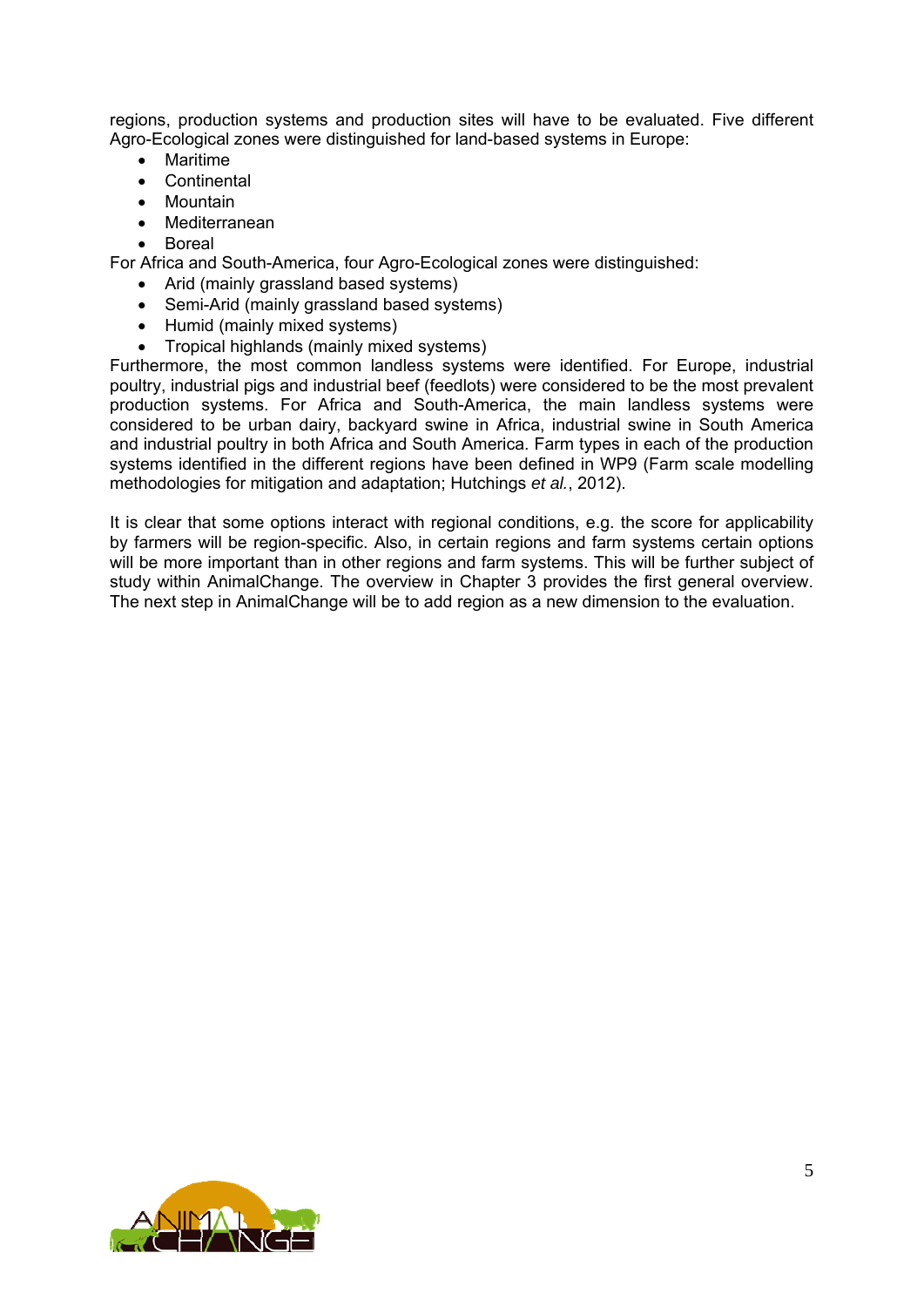regions, production systems and production sites will have to be evaluated. Five different Agro-Ecological zones were distinguished for land-based systems in Europe:

- Maritime
- Continental
- Mountain
- Mediterranean
- Boreal

For Africa and South-America, four Agro-Ecological zones were distinguished:

- Arid (mainly grassland based systems)
- Semi-Arid (mainly grassland based systems)
- Humid (mainly mixed systems)
- Tropical highlands (mainly mixed systems)

Furthermore, the most common landless systems were identified. For Europe, industrial poultry, industrial pigs and industrial beef (feedlots) were considered to be the most prevalent production systems. For Africa and South-America, the main landless systems were considered to be urban dairy, backyard swine in Africa, industrial swine in South America and industrial poultry in both Africa and South America. Farm types in each of the production systems identified in the different regions have been defined in WP9 (Farm scale modelling methodologies for mitigation and adaptation; Hutchings *et al.*, 2012).

It is clear that some options interact with regional conditions, e.g. the score for applicability by farmers will be region-specific. Also, in certain regions and farm systems certain options will be more important than in other regions and farm systems. This will be further subject of study within AnimalChange. The overview in Chapter 3 provides the first general overview. The next step in AnimalChange will be to add region as a new dimension to the evaluation.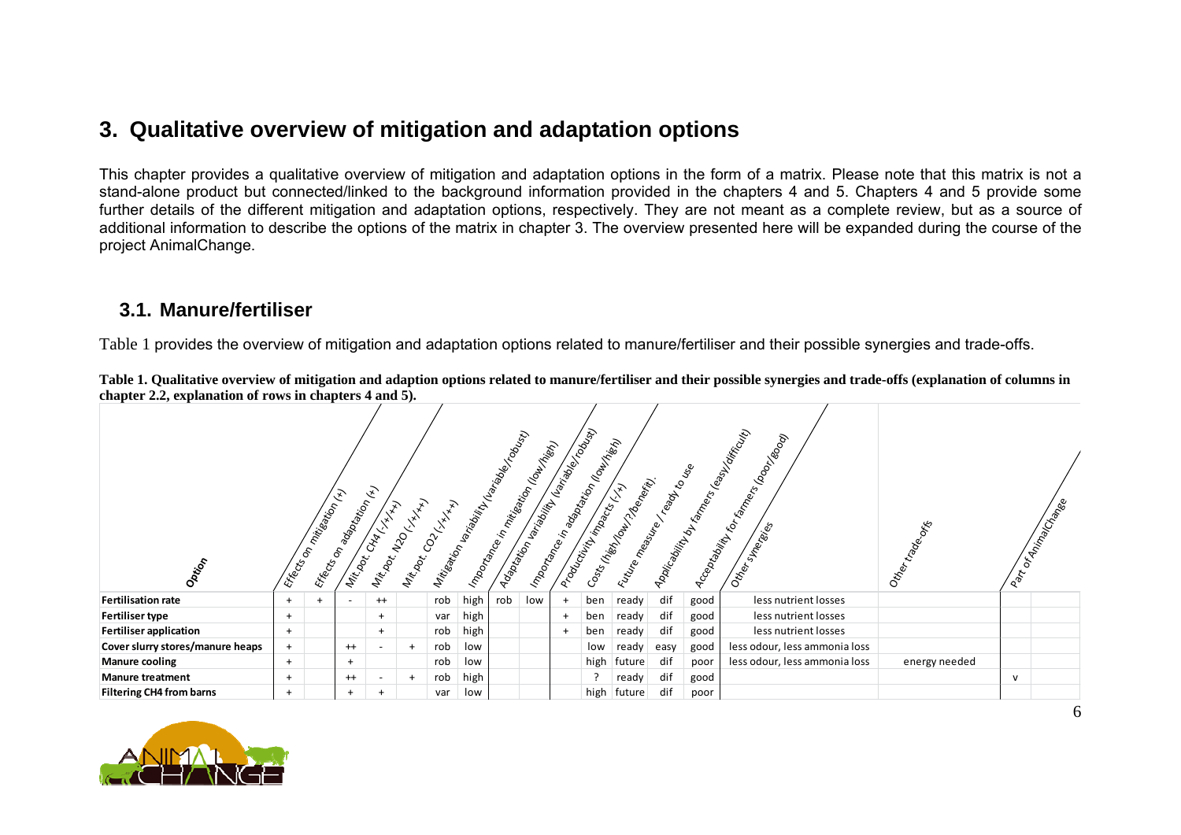# 3. Qualitative overview of mitigation and adaptation options

This chapter provides a qualitative overview of mitigation and adaptation options in the form of a matrix. Please note that this matrix is not a stand-alone product but connected/linked to the background information provided in the chapters 4 and 5. Chapters 4 and 5 provide some further details of the different mitigation and adaptation options, respectively. They are not meant as a complete review, but as a source of additional information to describe the options of the matrix in chapter 3. The overview presented here will be expanded during the course of the project AnimalChange.

## 3.1. Manure/fertiliser

Table 1 provides the overview of mitigation and adaptation options related to manure/fertiliser and their possible synergies and trade-offs.

**Table 1. Qualitative overview of mitigation and adaption options related to manure/fertiliser and their possible synergies and trade-offs (explanation of columns in chapter 2.2, explanation of rows in chapters 4 and 5).**

| Option | Effects on mitigation (+) | Effects on adaptation (+) | Mit.pot. $CH_4$ (-/+/++) | Mit.pot. $N_2O$ (-/+/++) | Mit.pot. $CO_2$ (-/+/++) | Mitigation variability (variable/robust) | Importance in mitigation (low/high) | Adaptation variability (variable/robust) | Importance in adaptation (low/high) | Productivity impacts (-/+) | Costs (high/low/?/benefit) | Future measure / ready to use | Applicability by farmers (easy/difficult) | Acceptability for farmers (poor/good) | Other synergies | Other trade-offs | Part of AnimalChange | |
|---|---|---|---|---|---|---|---|---|---|---|---|---|---|---|---|---|---|---|
| **Fertilisation rate** | + | + | - | ++ | | rob | high | rob | low | + | ben | ready | dif | good | less nutrient losses | | | |
| **Fertiliser type** | + | | | + | | var | high | | | + | ben | ready | dif | good | less nutrient losses | | | |
| **Fertiliser application** | + | | | + | | rob | high | | | + | ben | ready | dif | good | less nutrient losses | | | |
| **Cover slurry stores/manure heaps** | + | | ++ | - | + | rob | low | | | | low | ready | easy | good | less odour, less ammonia loss | | | |
| **Manure cooling** | + | | + | | | rob | low | | | | high | future | dif | poor | less odour, less ammonia loss | energy needed | | |
| **Manure treatment** | + | | ++ | - | + | rob | high | | | | ? | ready | dif | good | | | v | |
| **Filtering CH4 from barns** | + | | + | + | | var | low | | | | high | future | dif | poor | | | | |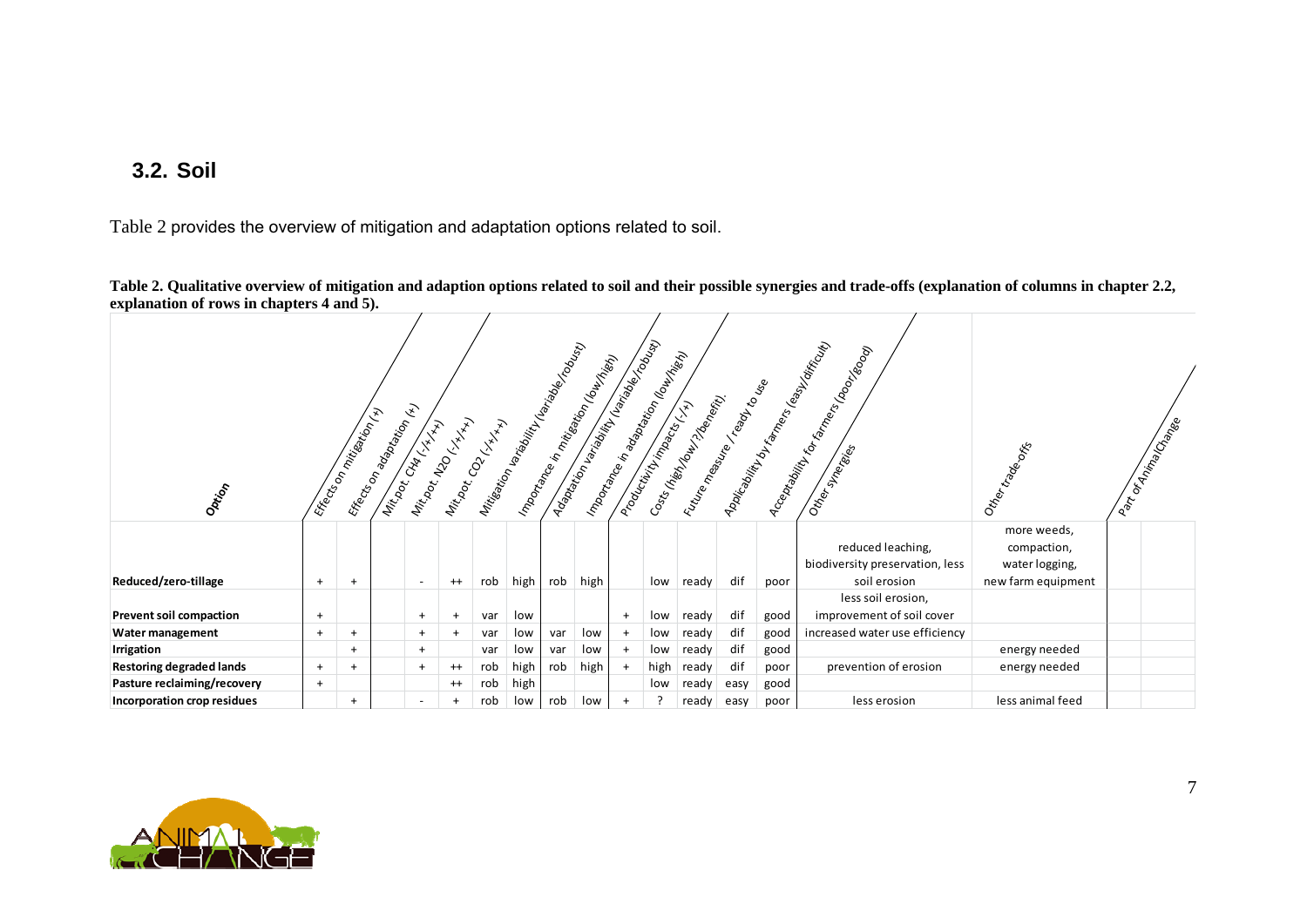## 3.2. Soil

Table 2 provides the overview of mitigation and adaptation options related to soil.

**Table 2. Qualitative overview of mitigation and adaption options related to soil and their possible synergies and trade-offs (explanation of columns in chapter 2.2, explanation of rows in chapters 4 and 5).**

| Option | Effects on mitigation (+) | Effects on adaptation (+) | Mit.pot. $CH_4$ (-/+/++) | Mit.pot. $N_2O$ (-/+/++) | Mit.pot. $CO_2$ (-/+/++) | Mitigation variability (variable/robust) | Importance in mitigation (low/high) | Adaptation variability (variable/robust) | Importance in adaptation (low/high) | Productivity impacts (-/+) | Costs (high/low/?/benefit) | Future measure / ready to use | Applicability by farmers (easy/difficult) | Acceptability for farmers (poor/good) | Other synergies | Other trade-offs | Part of AnimalChange |
|---|---|---|---|---|---|---|---|---|---|---|---|---|---|---|---|---|---|
| **Reduced/zero-tillage** | + | + | | - | ++ | rob | high | rob | high | | low | ready | dif | poor | reduced leaching, biodiversity preservation, less soil erosion | more weeds, compaction, water logging, new farm equipment | |
| **Prevent soil compaction** | + | | | + | + | var | low | | | + | low | ready | dif | good | less soil erosion, improvement of soil cover | | |
| **Water management** | + | + | | + | + | var | low | var | low | + | low | ready | dif | good | increased water use efficiency | | |
| **Irrigation** | | + | | + | | var | low | var | low | + | low | ready | dif | good | | energy needed | |
| **Restoring degraded lands** | + | + | | + | ++ | rob | high | rob | high | + | high | ready | dif | poor | prevention of erosion | energy needed | |
| **Pasture reclaiming/recovery** | + | | | | ++ | rob | high | | | | low | ready | easy | good | | | |
| **Incorporation crop residues** | | + | | - | + | rob | low | rob | low | + | ? | ready | easy | poor | less erosion | less animal feed | |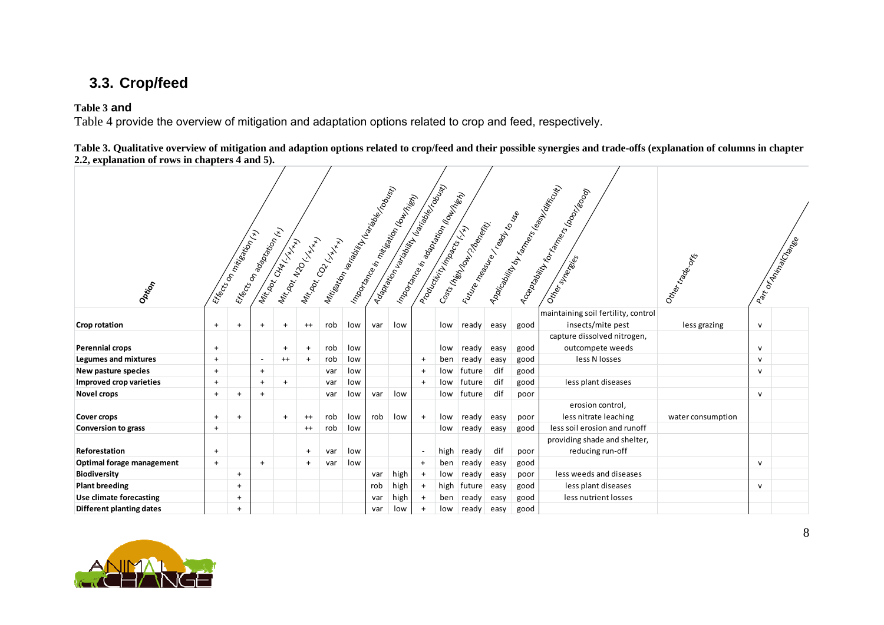## 3.3. Crop/feed

**Table 3 and**
Table 4 provide the overview of mitigation and adaptation options related to crop and feed, respectively.

**Table 3. Qualitative overview of mitigation and adaption options related to crop/feed and their possible synergies and trade-offs (explanation of columns in chapter 2.2, explanation of rows in chapters 4 and 5).**

| Option | Effects on mitigation (+) | Effects on adaptation (+) | Mit.pot. CH4 (-/+/++) | Mit.pot. N2O (-/+/++) | Mit.pot. CO2 (-/+/++) | Mitigation variability (variable/robust) | Importance in mitigation (low/high) | Adaptation variability (variable/robust) | Importance in adaptation (low/high) | Productivity impacts (-/+) | Costs (high/low/?/benefit) | Future measure / ready to use | Applicability by farmers (easy/difficult) | Acceptability for farmers (poor/good) | Other synergies | Other trade-offs | Part of AnimalChange |
|---|---|---|---|---|---|---|---|---|---|---|---|---|---|---|---|---|---|
| **Crop rotation** | + | + | + | + | ++ | rob | low | var | low | | low | ready | easy | good | maintaining soil fertility, control insects/mite pest | less grazing | v |
| **Perennial crops** | + | | | + | + | rob | low | | | | low | ready | easy | good | capture dissolved nitrogen, outcompete weeds | | v |
| **Legumes and mixtures** | + | | - | ++ | + | rob | low | | | + | ben | ready | easy | good | less N losses | | v |
| **New pasture species** | + | | + | | | var | low | | | + | low | future | dif | good | | | v |
| **Improved crop varieties** | + | | + | + | | var | low | | | + | low | future | dif | good | less plant diseases | | |
| **Novel crops** | + | + | + | | | var | low | var | low | | low | future | dif | poor | | | v |
| **Cover crops** | + | + | | + | ++ | rob | low | rob | low | + | low | ready | easy | poor | erosion control, less nitrate leaching | water consumption | |
| **Conversion to grass** | + | | | | ++ | rob | low | | | | low | ready | easy | good | less soil erosion and runoff | | |
| **Reforestation** | + | | | | + | var | low | | | - | high | ready | dif | poor | providing shade and shelter, reducing run-off | | |
| **Optimal forage management** | + | | + | | + | var | low | | | + | ben | ready | easy | good | | | v |
| **Biodiversity** | | + | | | | | | var | high | + | low | ready | easy | poor | less weeds and diseases | | |
| **Plant breeding** | | + | | | | | | rob | high | + | high | future | easy | good | less plant diseases | | v |
| **Use climate forecasting** | | + | | | | | | var | high | + | ben | ready | easy | good | less nutrient losses | | |
| **Different planting dates** | | + | | | | | | var | low | + | low | ready | easy | good | | | |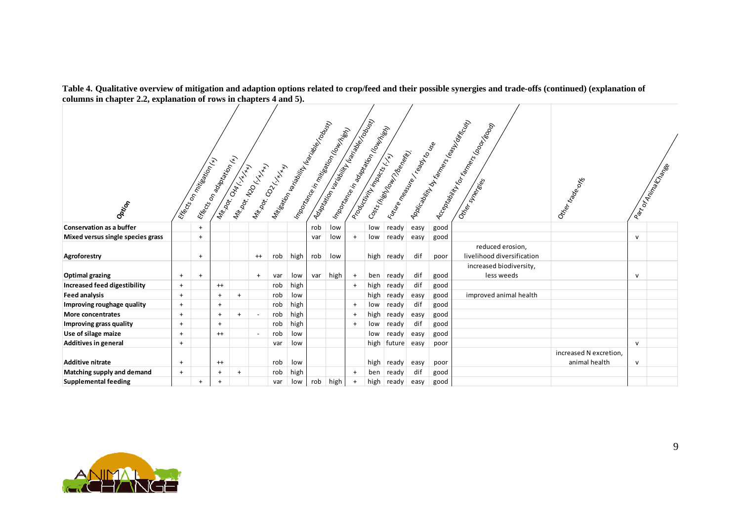**Table 4. Qualitative overview of mitigation and adaption options related to crop/feed and their possible synergies and trade-offs (continued) (explanation of columns in chapter 2.2, explanation of rows in chapters 4 and 5).**

| Option | Effects on mitigation (+) | Effects on adaptation (+) | Mit.pot. $CH_4$ (-/+/++) | Mit.pot. $N_2O$ (-/+/++) | Mit.pot. $CO_2$ (-/+/++) | Mitigation variability (variable/robust) | Importance in mitigation (low/high) | Adaptation variability (variable/robust) | Importance in adaptation (low/high) | Productivity impacts (-/+) | Costs (high/low/?/benefit) | Future measure / ready to use | Applicability by farmers (easy/difficult) | Acceptability for farmers (poor/good) | Other synergies | Other trade-offs | Part of AnimalChange |
|---|---|---|---|---|---|---|---|---|---|---|---|---|---|---|---|---|---|
| **Conservation as a buffer** | | + | | | | | | rob | low | | low | ready | easy | good | | | |
| **Mixed versus single species grass** | | + | | | | | | var | low | + | low | ready | easy | good | | | v |
| **Agroforestry** | | + | | | ++ | rob | high | rob | low | | high | ready | dif | poor | reduced erosion, livelihood diversification | | |
| **Optimal grazing** | + | + | | | + | var | low | var | high | + | ben | ready | dif | good | increased biodiversity, less weeds | | v |
| **Increased feed digestibility** | + | | ++ | | | rob | high | | | + | high | ready | dif | good | | | |
| **Feed analysis** | + | | + | + | | rob | low | | | | high | ready | easy | good | improved animal health | | |
| **Improving roughage quality** | + | | + | | | rob | high | | | + | low | ready | dif | good | | | |
| **More concentrates** | + | | + | + | - | rob | high | | | + | high | ready | easy | good | | | |
| **Improving grass quality** | + | | + | | | rob | high | | | + | low | ready | dif | good | | | |
| **Use of silage maize** | + | | ++ | | - | rob | low | | | | low | ready | easy | good | | | |
| **Additives in general** | + | | | | | var | low | | | | high | future | easy | poor | | | v |
| **Additive nitrate** | + | | ++ | | | rob | low | | | | high | ready | easy | poor | | increased N excretion, animal health | v |
| **Matching supply and demand** | + | | + | + | | rob | high | | | + | ben | ready | dif | good | | | |
| **Supplemental feeding** | | + | + | | | var | low | rob | high | + | high | ready | easy | good | | | |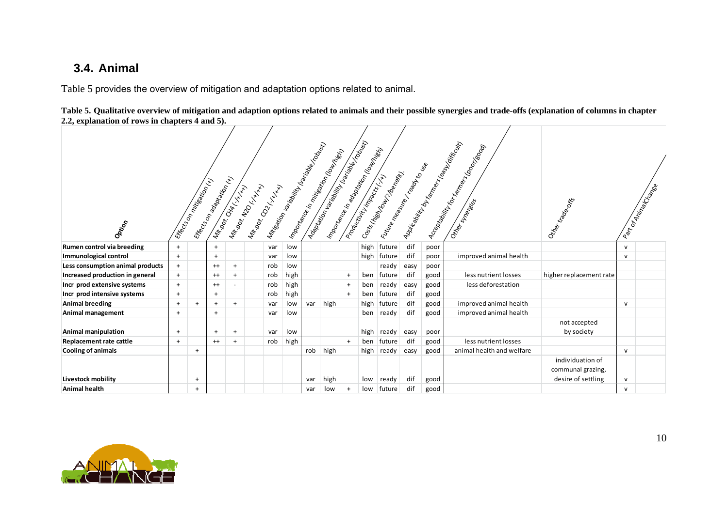## 3.4. Animal

Table 5 provides the overview of mitigation and adaptation options related to animal.

**Table 5. Qualitative overview of mitigation and adaption options related to animals and their possible synergies and trade-offs (explanation of columns in chapter 2.2, explanation of rows in chapters 4 and 5).**

| Option | Effects on mitigation (+) | Effects on adaptation (+) | Mit.pot. $CH_4$ (-/+/++) | Mit.pot. $N_2O$ (-/+/++) | Mit.pot. $CO_2$ (-/+/++) | Mitigation variability (variable/robust) | Importance in mitigation (low/high) | Adaptation variability (variable/robust) | Importance in adaptation (low/high) | Productivity impacts (-/+) | Costs (high/low/?/benefit). | Future measure / ready to use | Applicability by farmers (easy/difficult) | Acceptability for farmers (poor/good) | Other synergies | Other trade-offs | Part of AnimalChange | |
|---|---|---|---|---|---|---|---|---|---|---|---|---|---|---|---|---|---|---|
| **Rumen control via breeding** | + | | + | | | var | low | | | | high | future | dif | poor | | | v | |
| **Immunological control** | + | | + | | | var | low | | | | high | future | dif | poor | improved animal health | | v | |
| **Less consumption animal products** | + | | ++ | + | | rob | low | | | | | ready | easy | poor | | | | |
| **Increased production in general** | + | | ++ | + | | rob | high | | | + | ben | future | dif | good | less nutrient losses | higher replacement rate | | |
| **Incr prod extensive systems** | + | | ++ | - | | rob | high | | | + | ben | ready | easy | good | less deforestation | | | |
| **Incr prod intensive systems** | + | | + | | | rob | high | | | + | ben | future | dif | good | | | | |
| **Animal breeding** | + | + | + | + | | var | low | var | high | | high | future | dif | good | improved animal health | | v | |
| **Animal management** | + | | + | | | var | low | | | | ben | ready | dif | good | improved animal health | | | |
| **Animal manipulation** | + | | + | + | | var | low | | | | high | ready | easy | poor | | not accepted by society | | |
| **Replacement rate cattle** | + | | ++ | + | | rob | high | | | + | ben | future | dif | good | less nutrient losses | | | |
| **Cooling of animals** | | + | | | | | | rob | high | | high | ready | easy | good | animal health and welfare | | v | |
| **Livestock mobility** | | + | | | | | | var | high | | low | ready | dif | good | | individuation of communal grazing, desire of settling | v | |
| **Animal health** | | + | | | | | | var | low | + | low | future | dif | good | | | v | |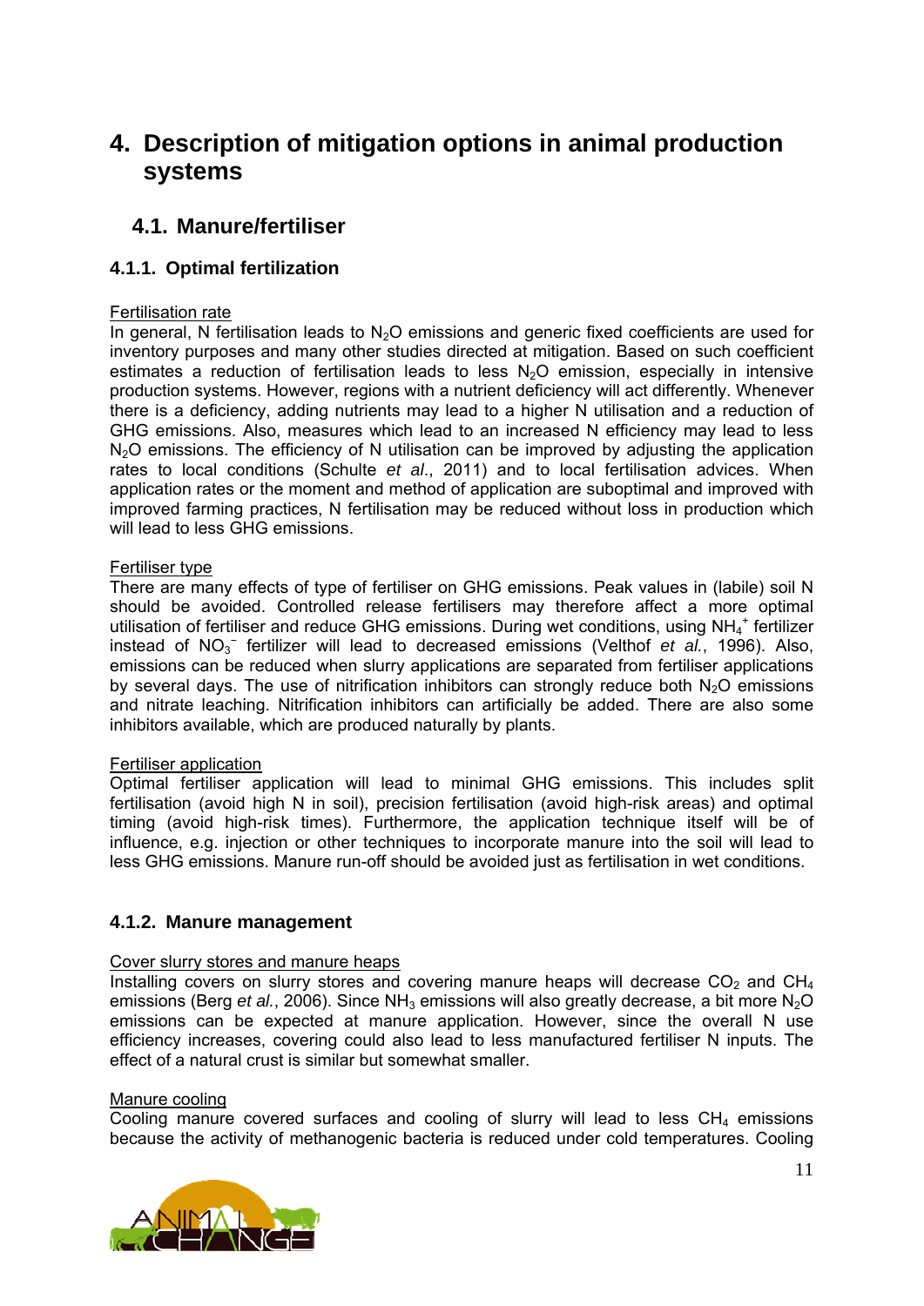# 4. Description of mitigation options in animal production systems

## 4.1. Manure/fertiliser

### 4.1.1. Optimal fertilization

Fertilisation rate

In general, N fertilisation leads to $N_2O$ emissions and generic fixed coefficients are used for inventory purposes and many other studies directed at mitigation. Based on such coefficient estimates a reduction of fertilisation leads to less $N_2O$ emission, especially in intensive production systems. However, regions with a nutrient deficiency will act differently. Whenever there is a deficiency, adding nutrients may lead to a higher N utilisation and a reduction of GHG emissions. Also, measures which lead to an increased N efficiency may lead to less $N_2O$ emissions. The efficiency of N utilisation can be improved by adjusting the application rates to local conditions (Schulte *et al*., 2011) and to local fertilisation advices. When application rates or the moment and method of application are suboptimal and improved with improved farming practices, N fertilisation may be reduced without loss in production which will lead to less GHG emissions.

Fertiliser type

There are many effects of type of fertiliser on GHG emissions. Peak values in (labile) soil N should be avoided. Controlled release fertilisers may therefore affect a more optimal utilisation of fertiliser and reduce GHG emissions. During wet conditions, using $NH_4^+$ fertilizer instead of $NO_3^-$ fertilizer will lead to decreased emissions (Velthof *et al.*, 1996). Also, emissions can be reduced when slurry applications are separated from fertiliser applications by several days. The use of nitrification inhibitors can strongly reduce both $N_2O$ emissions and nitrate leaching. Nitrification inhibitors can artificially be added. There are also some inhibitors available, which are produced naturally by plants.

Fertiliser application

Optimal fertiliser application will lead to minimal GHG emissions. This includes split fertilisation (avoid high N in soil), precision fertilisation (avoid high-risk areas) and optimal timing (avoid high-risk times). Furthermore, the application technique itself will be of influence, e.g. injection or other techniques to incorporate manure into the soil will lead to less GHG emissions. Manure run-off should be avoided just as fertilisation in wet conditions.

### 4.1.2. Manure management

Cover slurry stores and manure heaps

Installing covers on slurry stores and covering manure heaps will decrease $CO_2$ and $CH_4$ emissions (Berg *et al.*, 2006). Since $NH_3$ emissions will also greatly decrease, a bit more $N_2O$ emissions can be expected at manure application. However, since the overall N use efficiency increases, covering could also lead to less manufactured fertiliser N inputs. The effect of a natural crust is similar but somewhat smaller.

Manure cooling

Cooling manure covered surfaces and cooling of slurry will lead to less $CH_4$ emissions because the activity of methanogenic bacteria is reduced under cold temperatures. Cooling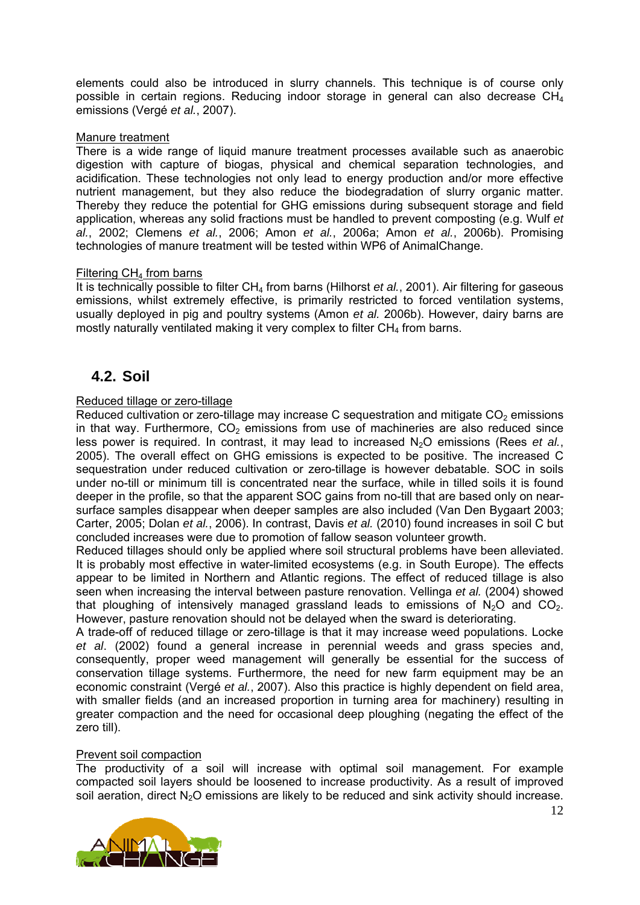elements could also be introduced in slurry channels. This technique is of course only possible in certain regions. Reducing indoor storage in general can also decrease $CH_4$ emissions (Vergé *et al.*, 2007).

Manure treatment

There is a wide range of liquid manure treatment processes available such as anaerobic digestion with capture of biogas, physical and chemical separation technologies, and acidification. These technologies not only lead to energy production and/or more effective nutrient management, but they also reduce the biodegradation of slurry organic matter. Thereby they reduce the potential for GHG emissions during subsequent storage and field application, whereas any solid fractions must be handled to prevent composting (e.g. Wulf *et al.*, 2002; Clemens *et al.*, 2006; Amon *et al.*, 2006a; Amon *et al.*, 2006b). Promising technologies of manure treatment will be tested within WP6 of AnimalChange.

Filtering $CH_4$ from barns

It is technically possible to filter $CH_4$ from barns (Hilhorst *et al.*, 2001). Air filtering for gaseous emissions, whilst extremely effective, is primarily restricted to forced ventilation systems, usually deployed in pig and poultry systems (Amon *et al.* 2006b). However, dairy barns are mostly naturally ventilated making it very complex to filter $CH_4$ from barns.

## 4.2. Soil

Reduced tillage or zero-tillage

Reduced cultivation or zero-tillage may increase C sequestration and mitigate $CO_2$ emissions in that way. Furthermore, $CO_2$ emissions from use of machineries are also reduced since less power is required. In contrast, it may lead to increased $N_2O$ emissions (Rees *et al.*, 2005). The overall effect on GHG emissions is expected to be positive. The increased C sequestration under reduced cultivation or zero-tillage is however debatable. SOC in soils under no-till or minimum till is concentrated near the surface, while in tilled soils it is found deeper in the profile, so that the apparent SOC gains from no-till that are based only on near-surface samples disappear when deeper samples are also included (Van Den Bygaart 2003; Carter, 2005; Dolan *et al.*, 2006). In contrast, Davis *et al.* (2010) found increases in soil C but concluded increases were due to promotion of fallow season volunteer growth.

Reduced tillages should only be applied where soil structural problems have been alleviated. It is probably most effective in water-limited ecosystems (e.g. in South Europe). The effects appear to be limited in Northern and Atlantic regions. The effect of reduced tillage is also seen when increasing the interval between pasture renovation. Vellinga *et al.* (2004) showed that ploughing of intensively managed grassland leads to emissions of $N_2O$ and $CO_2$. However, pasture renovation should not be delayed when the sward is deteriorating.

A trade-off of reduced tillage or zero-tillage is that it may increase weed populations. Locke *et al*. (2002) found a general increase in perennial weeds and grass species and, consequently, proper weed management will generally be essential for the success of conservation tillage systems. Furthermore, the need for new farm equipment may be an economic constraint (Vergé *et al.*, 2007). Also this practice is highly dependent on field area, with smaller fields (and an increased proportion in turning area for machinery) resulting in greater compaction and the need for occasional deep ploughing (negating the effect of the zero till).

Prevent soil compaction

The productivity of a soil will increase with optimal soil management. For example compacted soil layers should be loosened to increase productivity. As a result of improved soil aeration, direct $N_2O$ emissions are likely to be reduced and sink activity should increase.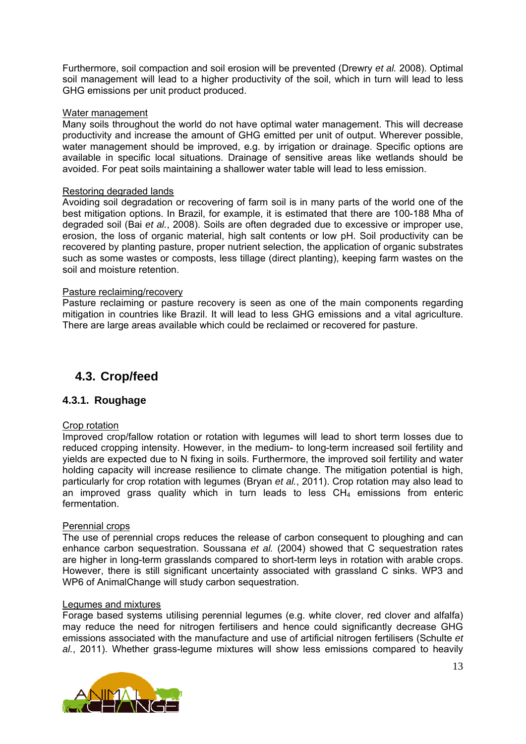Furthermore, soil compaction and soil erosion will be prevented (Drewry *et al.* 2008). Optimal soil management will lead to a higher productivity of the soil, which in turn will lead to less GHG emissions per unit product produced.

Water management
Many soils throughout the world do not have optimal water management. This will decrease productivity and increase the amount of GHG emitted per unit of output. Wherever possible, water management should be improved, e.g. by irrigation or drainage. Specific options are available in specific local situations. Drainage of sensitive areas like wetlands should be avoided. For peat soils maintaining a shallower water table will lead to less emission.

Restoring degraded lands
Avoiding soil degradation or recovering of farm soil is in many parts of the world one of the best mitigation options. In Brazil, for example, it is estimated that there are 100-188 Mha of degraded soil (Bai *et al.*, 2008). Soils are often degraded due to excessive or improper use, erosion, the loss of organic material, high salt contents or low pH. Soil productivity can be recovered by planting pasture, proper nutrient selection, the application of organic substrates such as some wastes or composts, less tillage (direct planting), keeping farm wastes on the soil and moisture retention.

Pasture reclaiming/recovery
Pasture reclaiming or pasture recovery is seen as one of the main components regarding mitigation in countries like Brazil. It will lead to less GHG emissions and a vital agriculture. There are large areas available which could be reclaimed or recovered for pasture.

## 4.3. Crop/feed

### 4.3.1. Roughage

Crop rotation
Improved crop/fallow rotation or rotation with legumes will lead to short term losses due to reduced cropping intensity. However, in the medium- to long-term increased soil fertility and yields are expected due to N fixing in soils. Furthermore, the improved soil fertility and water holding capacity will increase resilience to climate change. The mitigation potential is high, particularly for crop rotation with legumes (Bryan *et al.*, 2011). Crop rotation may also lead to an improved grass quality which in turn leads to less $CH_4$ emissions from enteric fermentation.

Perennial crops
The use of perennial crops reduces the release of carbon consequent to ploughing and can enhance carbon sequestration. Soussana *et al.* (2004) showed that C sequestration rates are higher in long-term grasslands compared to short-term leys in rotation with arable crops. However, there is still significant uncertainty associated with grassland C sinks. WP3 and WP6 of AnimalChange will study carbon sequestration.

Legumes and mixtures
Forage based systems utilising perennial legumes (e.g. white clover, red clover and alfalfa) may reduce the need for nitrogen fertilisers and hence could significantly decrease GHG emissions associated with the manufacture and use of artificial nitrogen fertilisers (Schulte *et al.*, 2011). Whether grass-legume mixtures will show less emissions compared to heavily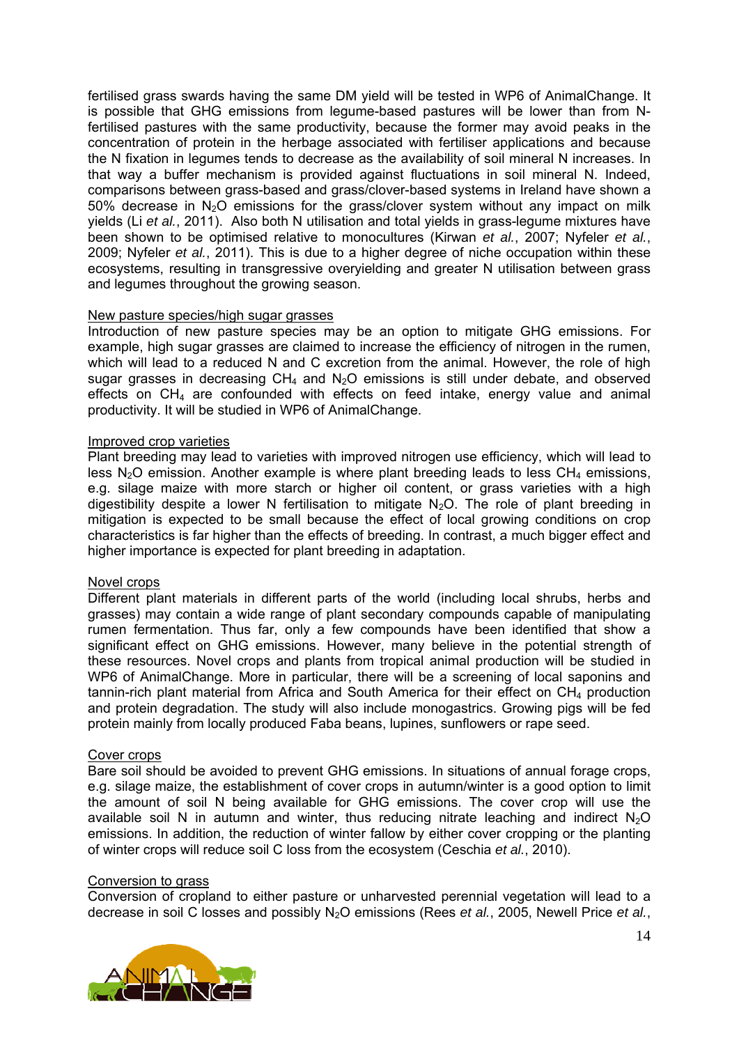fertilised grass swards having the same DM yield will be tested in WP6 of AnimalChange. It is possible that GHG emissions from legume-based pastures will be lower than from N-fertilised pastures with the same productivity, because the former may avoid peaks in the concentration of protein in the herbage associated with fertiliser applications and because the N fixation in legumes tends to decrease as the availability of soil mineral N increases. In that way a buffer mechanism is provided against fluctuations in soil mineral N. Indeed, comparisons between grass-based and grass/clover-based systems in Ireland have shown a 50% decrease in $N_2O$ emissions for the grass/clover system without any impact on milk yields (Li *et al.*, 2011). Also both N utilisation and total yields in grass-legume mixtures have been shown to be optimised relative to monocultures (Kirwan *et al.*, 2007; Nyfeler *et al.*, 2009; Nyfeler *et al.*, 2011). This is due to a higher degree of niche occupation within these ecosystems, resulting in transgressive overyielding and greater N utilisation between grass and legumes throughout the growing season.

<u>New pasture species/high sugar grasses</u>

Introduction of new pasture species may be an option to mitigate GHG emissions. For example, high sugar grasses are claimed to increase the efficiency of nitrogen in the rumen, which will lead to a reduced N and C excretion from the animal. However, the role of high sugar grasses in decreasing $CH_4$ and $N_2O$ emissions is still under debate, and observed effects on $CH_4$ are confounded with effects on feed intake, energy value and animal productivity. It will be studied in WP6 of AnimalChange.

<u>Improved crop varieties</u>

Plant breeding may lead to varieties with improved nitrogen use efficiency, which will lead to less $N_2O$ emission. Another example is where plant breeding leads to less $CH_4$ emissions, e.g. silage maize with more starch or higher oil content, or grass varieties with a high digestibility despite a lower N fertilisation to mitigate $N_2O$. The role of plant breeding in mitigation is expected to be small because the effect of local growing conditions on crop characteristics is far higher than the effects of breeding. In contrast, a much bigger effect and higher importance is expected for plant breeding in adaptation.

<u>Novel crops</u>

Different plant materials in different parts of the world (including local shrubs, herbs and grasses) may contain a wide range of plant secondary compounds capable of manipulating rumen fermentation. Thus far, only a few compounds have been identified that show a significant effect on GHG emissions. However, many believe in the potential strength of these resources. Novel crops and plants from tropical animal production will be studied in WP6 of AnimalChange. More in particular, there will be a screening of local saponins and tannin-rich plant material from Africa and South America for their effect on $CH_4$ production and protein degradation. The study will also include monogastrics. Growing pigs will be fed protein mainly from locally produced Faba beans, lupines, sunflowers or rape seed.

<u>Cover crops</u>

Bare soil should be avoided to prevent GHG emissions. In situations of annual forage crops, e.g. silage maize, the establishment of cover crops in autumn/winter is a good option to limit the amount of soil N being available for GHG emissions. The cover crop will use the available soil N in autumn and winter, thus reducing nitrate leaching and indirect $N_2O$ emissions. In addition, the reduction of winter fallow by either cover cropping or the planting of winter crops will reduce soil C loss from the ecosystem (Ceschia *et al.*, 2010).

<u>Conversion to grass</u>

Conversion of cropland to either pasture or unharvested perennial vegetation will lead to a decrease in soil C losses and possibly $N_2O$ emissions (Rees *et al.*, 2005, Newell Price *et al.*,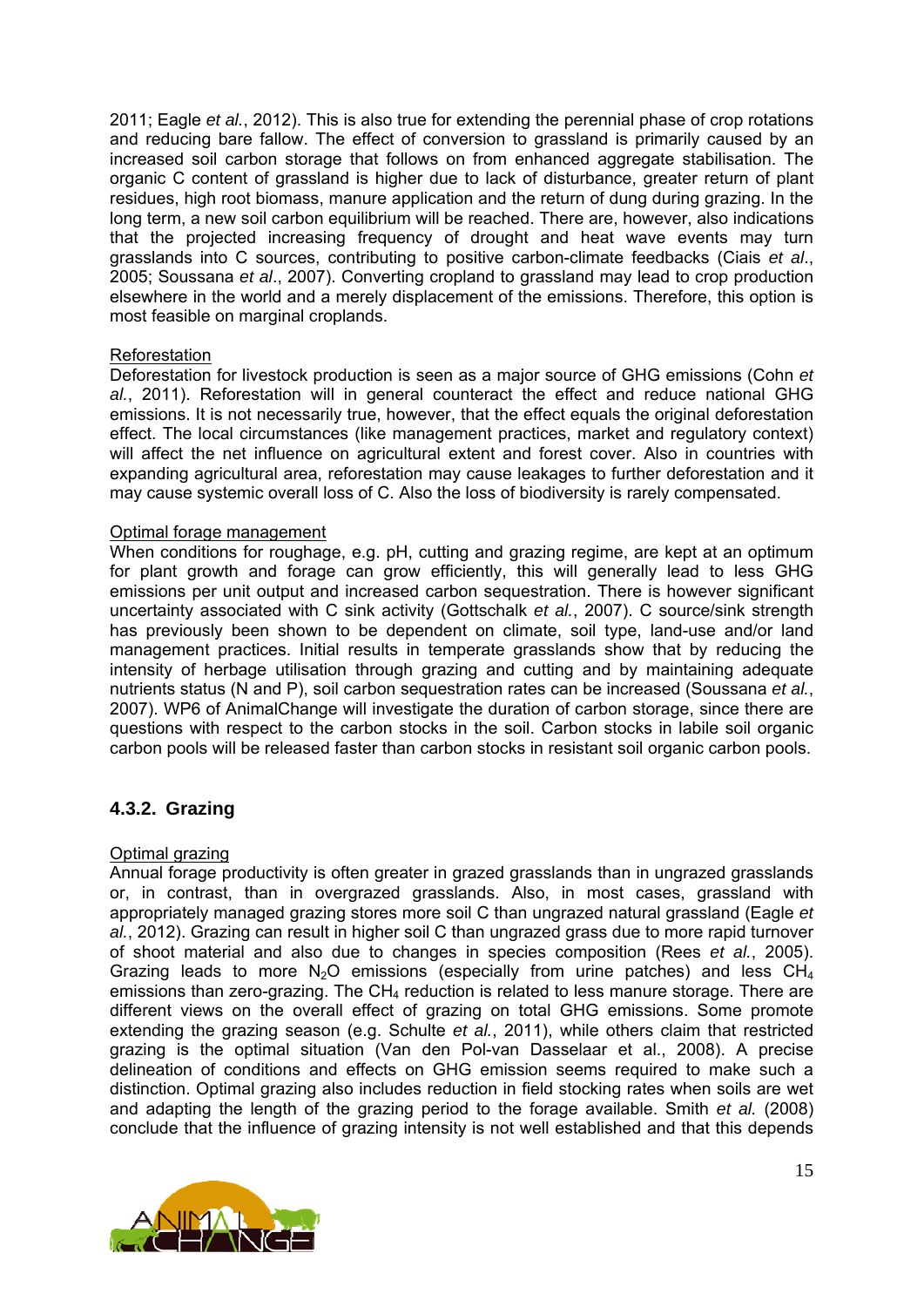2011; Eagle *et al.*, 2012). This is also true for extending the perennial phase of crop rotations and reducing bare fallow. The effect of conversion to grassland is primarily caused by an increased soil carbon storage that follows on from enhanced aggregate stabilisation. The organic C content of grassland is higher due to lack of disturbance, greater return of plant residues, high root biomass, manure application and the return of dung during grazing. In the long term, a new soil carbon equilibrium will be reached. There are, however, also indications that the projected increasing frequency of drought and heat wave events may turn grasslands into C sources, contributing to positive carbon-climate feedbacks (Ciais *et al*., 2005; Soussana *et al*., 2007). Converting cropland to grassland may lead to crop production elsewhere in the world and a merely displacement of the emissions. Therefore, this option is most feasible on marginal croplands.

Reforestation

Deforestation for livestock production is seen as a major source of GHG emissions (Cohn *et al.*, 2011). Reforestation will in general counteract the effect and reduce national GHG emissions. It is not necessarily true, however, that the effect equals the original deforestation effect. The local circumstances (like management practices, market and regulatory context) will affect the net influence on agricultural extent and forest cover. Also in countries with expanding agricultural area, reforestation may cause leakages to further deforestation and it may cause systemic overall loss of C. Also the loss of biodiversity is rarely compensated.

Optimal forage management

When conditions for roughage, e.g. pH, cutting and grazing regime, are kept at an optimum for plant growth and forage can grow efficiently, this will generally lead to less GHG emissions per unit output and increased carbon sequestration. There is however significant uncertainty associated with C sink activity (Gottschalk *et al.*, 2007). C source/sink strength has previously been shown to be dependent on climate, soil type, land-use and/or land management practices. Initial results in temperate grasslands show that by reducing the intensity of herbage utilisation through grazing and cutting and by maintaining adequate nutrients status (N and P), soil carbon sequestration rates can be increased (Soussana *et al.*, 2007). WP6 of AnimalChange will investigate the duration of carbon storage, since there are questions with respect to the carbon stocks in the soil. Carbon stocks in labile soil organic carbon pools will be released faster than carbon stocks in resistant soil organic carbon pools.

### 4.3.2. Grazing

Optimal grazing

Annual forage productivity is often greater in grazed grasslands than in ungrazed grasslands or, in contrast, than in overgrazed grasslands. Also, in most cases, grassland with appropriately managed grazing stores more soil C than ungrazed natural grassland (Eagle *et al.*, 2012). Grazing can result in higher soil C than ungrazed grass due to more rapid turnover of shoot material and also due to changes in species composition (Rees *et al.*, 2005). Grazing leads to more $N_2O$ emissions (especially from urine patches) and less $CH_4$ emissions than zero-grazing. The $CH_4$ reduction is related to less manure storage. There are different views on the overall effect of grazing on total GHG emissions. Some promote extending the grazing season (e.g. Schulte *et al.*, 2011), while others claim that restricted grazing is the optimal situation (Van den Pol-van Dasselaar et al., 2008). A precise delineation of conditions and effects on GHG emission seems required to make such a distinction. Optimal grazing also includes reduction in field stocking rates when soils are wet and adapting the length of the grazing period to the forage available. Smith *et al.* (2008) conclude that the influence of grazing intensity is not well established and that this depends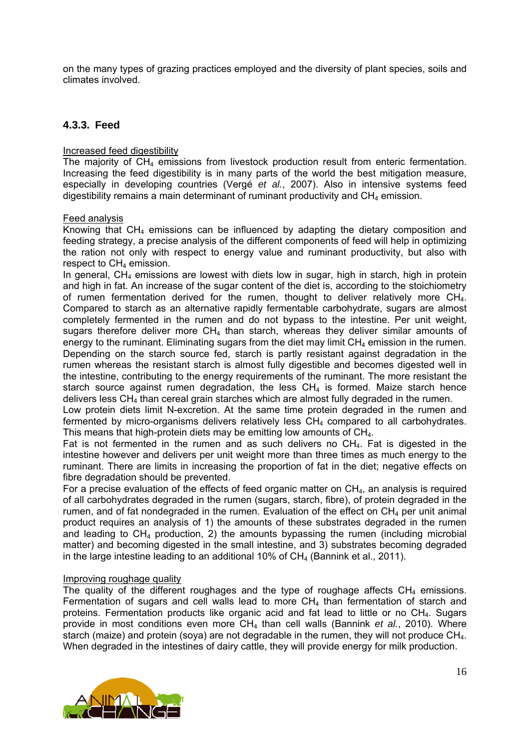on the many types of grazing practices employed and the diversity of plant species, soils and climates involved.

### 4.3.3. Feed

Increased feed digestibility

The majority of $CH_4$ emissions from livestock production result from enteric fermentation. Increasing the feed digestibility is in many parts of the world the best mitigation measure, especially in developing countries (Vergé *et al.*, 2007). Also in intensive systems feed digestibility remains a main determinant of ruminant productivity and $CH_4$ emission.

Feed analysis

Knowing that $CH_4$ emissions can be influenced by adapting the dietary composition and feeding strategy, a precise analysis of the different components of feed will help in optimizing the ration not only with respect to energy value and ruminant productivity, but also with respect to $CH_4$ emission.

In general, $CH_4$ emissions are lowest with diets low in sugar, high in starch, high in protein and high in fat. An increase of the sugar content of the diet is, according to the stoichiometry of rumen fermentation derived for the rumen, thought to deliver relatively more $CH_4$. Compared to starch as an alternative rapidly fermentable carbohydrate, sugars are almost completely fermented in the rumen and do not bypass to the intestine. Per unit weight, sugars therefore deliver more $CH_4$ than starch, whereas they deliver similar amounts of energy to the ruminant. Eliminating sugars from the diet may limit $CH_4$ emission in the rumen. Depending on the starch source fed, starch is partly resistant against degradation in the rumen whereas the resistant starch is almost fully digestible and becomes digested well in the intestine, contributing to the energy requirements of the ruminant. The more resistant the starch source against rumen degradation, the less $CH_4$ is formed. Maize starch hence delivers less $CH_4$ than cereal grain starches which are almost fully degraded in the rumen.

Low protein diets limit N-excretion. At the same time protein degraded in the rumen and fermented by micro-organisms delivers relatively less $CH_4$ compared to all carbohydrates. This means that high-protein diets may be emitting low amounts of $CH_4$.

Fat is not fermented in the rumen and as such delivers no $CH_4$. Fat is digested in the intestine however and delivers per unit weight more than three times as much energy to the ruminant. There are limits in increasing the proportion of fat in the diet; negative effects on fibre degradation should be prevented.

For a precise evaluation of the effects of feed organic matter on $CH_4$, an analysis is required of all carbohydrates degraded in the rumen (sugars, starch, fibre), of protein degraded in the rumen, and of fat nondegraded in the rumen. Evaluation of the effect on $CH_4$ per unit animal product requires an analysis of 1) the amounts of these substrates degraded in the rumen and leading to $CH_4$ production, 2) the amounts bypassing the rumen (including microbial matter) and becoming digested in the small intestine, and 3) substrates becoming degraded in the large intestine leading to an additional 10% of $CH_4$ (Bannink et al., 2011).

Improving roughage quality

The quality of the different roughages and the type of roughage affects $CH_4$ emissions. Fermentation of sugars and cell walls lead to more $CH_4$ than fermentation of starch and proteins. Fermentation products like organic acid and fat lead to little or no $CH_4$. Sugars provide in most conditions even more $CH_4$ than cell walls (Bannink *et al.*, 2010). Where starch (maize) and protein (soya) are not degradable in the rumen, they will not produce $CH_4$. When degraded in the intestines of dairy cattle, they will provide energy for milk production.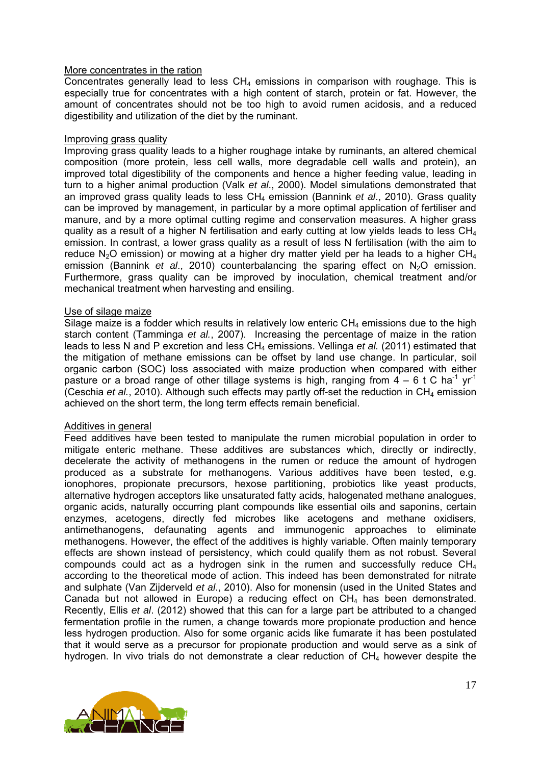More concentrates in the ration

Concentrates generally lead to less $CH_4$ emissions in comparison with roughage. This is especially true for concentrates with a high content of starch, protein or fat. However, the amount of concentrates should not be too high to avoid rumen acidosis, and a reduced digestibility and utilization of the diet by the ruminant.

Improving grass quality

Improving grass quality leads to a higher roughage intake by ruminants, an altered chemical composition (more protein, less cell walls, more degradable cell walls and protein), an improved total digestibility of the components and hence a higher feeding value, leading in turn to a higher animal production (Valk *et al*., 2000). Model simulations demonstrated that an improved grass quality leads to less $CH_4$ emission (Bannink *et al*., 2010). Grass quality can be improved by management, in particular by a more optimal application of fertiliser and manure, and by a more optimal cutting regime and conservation measures. A higher grass quality as a result of a higher N fertilisation and early cutting at low yields leads to less $CH_4$ emission. In contrast, a lower grass quality as a result of less N fertilisation (with the aim to reduce $N_2O$ emission) or mowing at a higher dry matter yield per ha leads to a higher $CH_4$ emission (Bannink *et al*., 2010) counterbalancing the sparing effect on $N_2O$ emission. Furthermore, grass quality can be improved by inoculation, chemical treatment and/or mechanical treatment when harvesting and ensiling.

Use of silage maize

Silage maize is a fodder which results in relatively low enteric $CH_4$ emissions due to the high starch content (Tamminga *et al.*, 2007). Increasing the percentage of maize in the ration leads to less N and P excretion and less $CH_4$ emissions. Vellinga *et al.* (2011) estimated that the mitigation of methane emissions can be offset by land use change. In particular, soil organic carbon (SOC) loss associated with maize production when compared with either pasture or a broad range of other tillage systems is high, ranging from 4 – 6 t C $ha^{-1}$ $yr^{-1}$ (Ceschia *et al.*, 2010). Although such effects may partly off-set the reduction in $CH_4$ emission achieved on the short term, the long term effects remain beneficial.

Additives in general

Feed additives have been tested to manipulate the rumen microbial population in order to mitigate enteric methane. These additives are substances which, directly or indirectly, decelerate the activity of methanogens in the rumen or reduce the amount of hydrogen produced as a substrate for methanogens. Various additives have been tested, e.g. ionophores, propionate precursors, hexose partitioning, probiotics like yeast products, alternative hydrogen acceptors like unsaturated fatty acids, halogenated methane analogues, organic acids, naturally occurring plant compounds like essential oils and saponins, certain enzymes, acetogens, directly fed microbes like acetogens and methane oxidisers, antimethanogens, defaunating agents and immunogenic approaches to eliminate methanogens. However, the effect of the additives is highly variable. Often mainly temporary effects are shown instead of persistency, which could qualify them as not robust. Several compounds could act as a hydrogen sink in the rumen and successfully reduce $CH_4$ according to the theoretical mode of action. This indeed has been demonstrated for nitrate and sulphate (Van Zijderveld *et al*., 2010). Also for monensin (used in the United States and Canada but not allowed in Europe) a reducing effect on $CH_4$ has been demonstrated. Recently, Ellis *et al*. (2012) showed that this can for a large part be attributed to a changed fermentation profile in the rumen, a change towards more propionate production and hence less hydrogen production. Also for some organic acids like fumarate it has been postulated that it would serve as a precursor for propionate production and would serve as a sink of hydrogen. In vivo trials do not demonstrate a clear reduction of $CH_4$ however despite the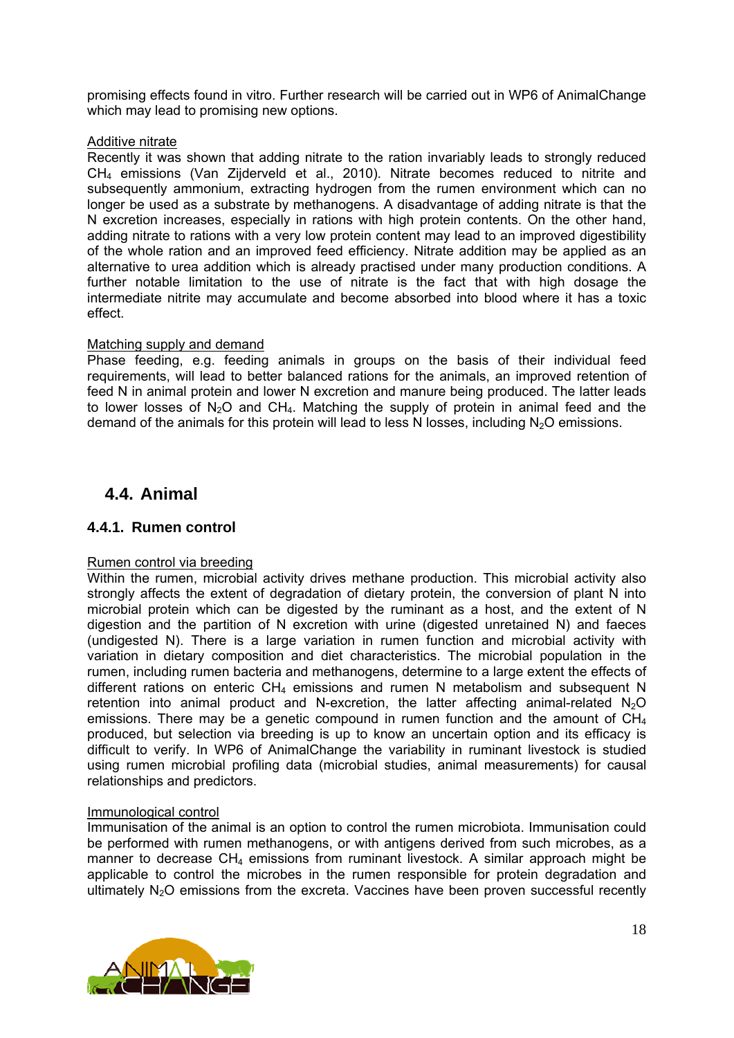promising effects found in vitro. Further research will be carried out in WP6 of AnimalChange which may lead to promising new options.

Additive nitrate

Recently it was shown that adding nitrate to the ration invariably leads to strongly reduced $CH_4$ emissions (Van Zijderveld et al., 2010). Nitrate becomes reduced to nitrite and subsequently ammonium, extracting hydrogen from the rumen environment which can no longer be used as a substrate by methanogens. A disadvantage of adding nitrate is that the N excretion increases, especially in rations with high protein contents. On the other hand, adding nitrate to rations with a very low protein content may lead to an improved digestibility of the whole ration and an improved feed efficiency. Nitrate addition may be applied as an alternative to urea addition which is already practised under many production conditions. A further notable limitation to the use of nitrate is the fact that with high dosage the intermediate nitrite may accumulate and become absorbed into blood where it has a toxic effect.

Matching supply and demand

Phase feeding, e.g. feeding animals in groups on the basis of their individual feed requirements, will lead to better balanced rations for the animals, an improved retention of feed N in animal protein and lower N excretion and manure being produced. The latter leads to lower losses of $N_2O$ and $CH_4$. Matching the supply of protein in animal feed and the demand of the animals for this protein will lead to less N losses, including $N_2O$ emissions.

## 4.4. Animal

### 4.4.1. Rumen control

Rumen control via breeding

Within the rumen, microbial activity drives methane production. This microbial activity also strongly affects the extent of degradation of dietary protein, the conversion of plant N into microbial protein which can be digested by the ruminant as a host, and the extent of N digestion and the partition of N excretion with urine (digested unretained N) and faeces (undigested N). There is a large variation in rumen function and microbial activity with variation in dietary composition and diet characteristics. The microbial population in the rumen, including rumen bacteria and methanogens, determine to a large extent the effects of different rations on enteric $CH_4$ emissions and rumen N metabolism and subsequent N retention into animal product and N-excretion, the latter affecting animal-related $N_2O$ emissions. There may be a genetic compound in rumen function and the amount of $CH_4$ produced, but selection via breeding is up to know an uncertain option and its efficacy is difficult to verify. In WP6 of AnimalChange the variability in ruminant livestock is studied using rumen microbial profiling data (microbial studies, animal measurements) for causal relationships and predictors.

Immunological control

Immunisation of the animal is an option to control the rumen microbiota. Immunisation could be performed with rumen methanogens, or with antigens derived from such microbes, as a manner to decrease $CH_4$ emissions from ruminant livestock. A similar approach might be applicable to control the microbes in the rumen responsible for protein degradation and ultimately $N_2O$ emissions from the excreta. Vaccines have been proven successful recently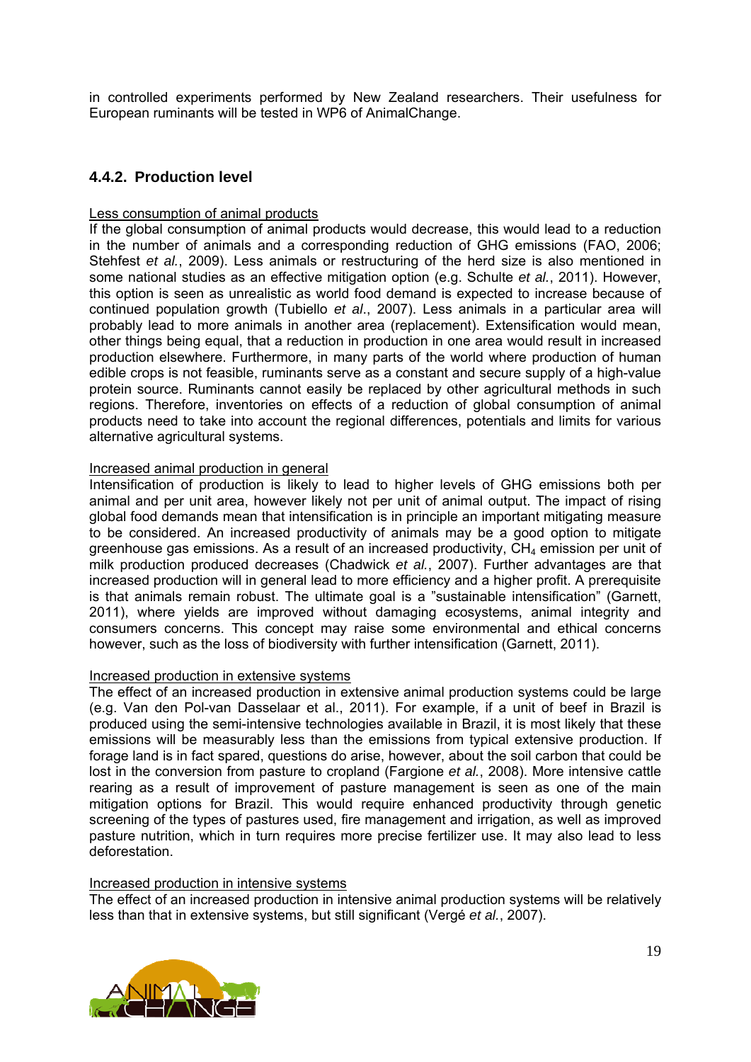in controlled experiments performed by New Zealand researchers. Their usefulness for European ruminants will be tested in WP6 of AnimalChange.

### 4.4.2. Production level

Less consumption of animal products

If the global consumption of animal products would decrease, this would lead to a reduction in the number of animals and a corresponding reduction of GHG emissions (FAO, 2006; Stehfest *et al.*, 2009). Less animals or restructuring of the herd size is also mentioned in some national studies as an effective mitigation option (e.g. Schulte *et al.*, 2011). However, this option is seen as unrealistic as world food demand is expected to increase because of continued population growth (Tubiello *et al*., 2007). Less animals in a particular area will probably lead to more animals in another area (replacement). Extensification would mean, other things being equal, that a reduction in production in one area would result in increased production elsewhere. Furthermore, in many parts of the world where production of human edible crops is not feasible, ruminants serve as a constant and secure supply of a high-value protein source. Ruminants cannot easily be replaced by other agricultural methods in such regions. Therefore, inventories on effects of a reduction of global consumption of animal products need to take into account the regional differences, potentials and limits for various alternative agricultural systems.

Increased animal production in general

Intensification of production is likely to lead to higher levels of GHG emissions both per animal and per unit area, however likely not per unit of animal output. The impact of rising global food demands mean that intensification is in principle an important mitigating measure to be considered. An increased productivity of animals may be a good option to mitigate greenhouse gas emissions. As a result of an increased productivity, $CH_4$ emission per unit of milk production produced decreases (Chadwick *et al.*, 2007). Further advantages are that increased production will in general lead to more efficiency and a higher profit. A prerequisite is that animals remain robust. The ultimate goal is a "sustainable intensification" (Garnett, 2011), where yields are improved without damaging ecosystems, animal integrity and consumers concerns. This concept may raise some environmental and ethical concerns however, such as the loss of biodiversity with further intensification (Garnett, 2011).

Increased production in extensive systems

The effect of an increased production in extensive animal production systems could be large (e.g. Van den Pol-van Dasselaar et al., 2011). For example, if a unit of beef in Brazil is produced using the semi-intensive technologies available in Brazil, it is most likely that these emissions will be measurably less than the emissions from typical extensive production. If forage land is in fact spared, questions do arise, however, about the soil carbon that could be lost in the conversion from pasture to cropland (Fargione *et al.*, 2008). More intensive cattle rearing as a result of improvement of pasture management is seen as one of the main mitigation options for Brazil. This would require enhanced productivity through genetic screening of the types of pastures used, fire management and irrigation, as well as improved pasture nutrition, which in turn requires more precise fertilizer use. It may also lead to less deforestation.

Increased production in intensive systems

The effect of an increased production in intensive animal production systems will be relatively less than that in extensive systems, but still significant (Vergé *et al.*, 2007).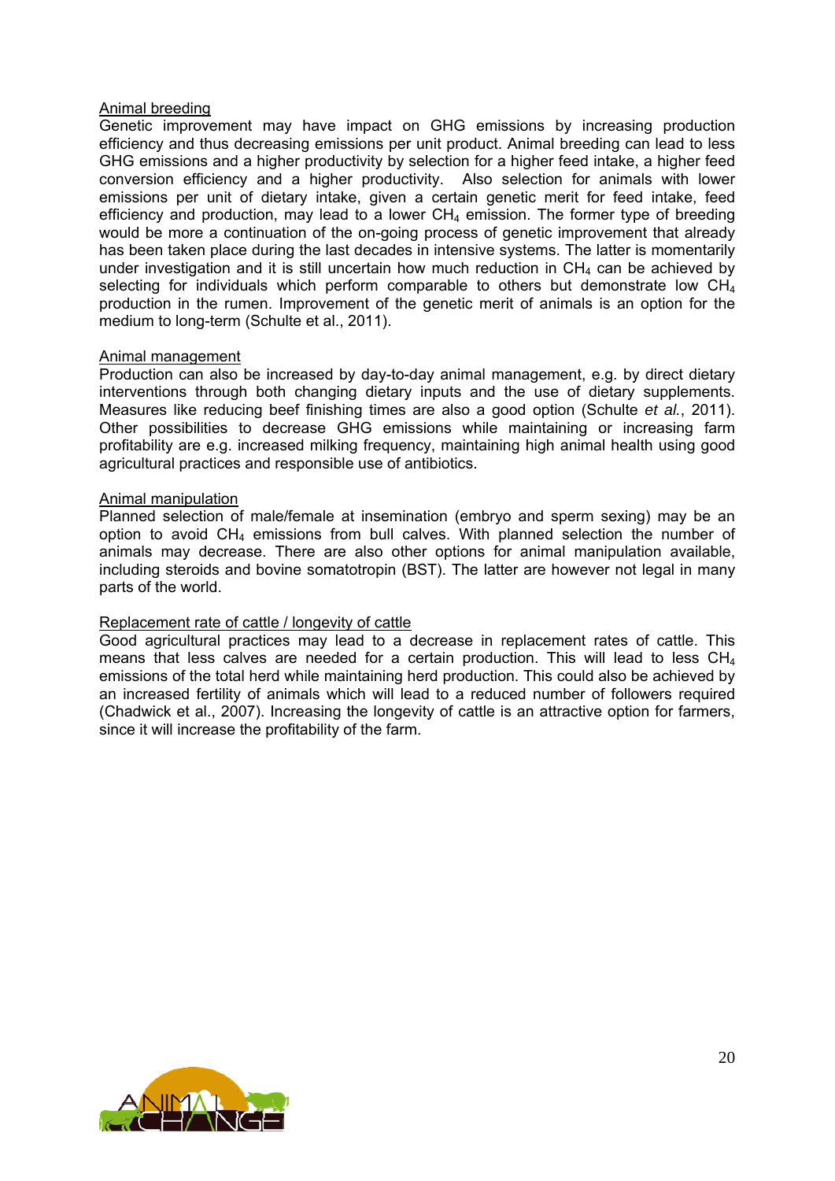Animal breeding

Genetic improvement may have impact on GHG emissions by increasing production efficiency and thus decreasing emissions per unit product. Animal breeding can lead to less GHG emissions and a higher productivity by selection for a higher feed intake, a higher feed conversion efficiency and a higher productivity. Also selection for animals with lower emissions per unit of dietary intake, given a certain genetic merit for feed intake, feed efficiency and production, may lead to a lower $CH_4$ emission. The former type of breeding would be more a continuation of the on-going process of genetic improvement that already has been taken place during the last decades in intensive systems. The latter is momentarily under investigation and it is still uncertain how much reduction in $CH_4$ can be achieved by selecting for individuals which perform comparable to others but demonstrate low $CH_4$ production in the rumen. Improvement of the genetic merit of animals is an option for the medium to long-term (Schulte et al., 2011).

Animal management

Production can also be increased by day-to-day animal management, e.g. by direct dietary interventions through both changing dietary inputs and the use of dietary supplements. Measures like reducing beef finishing times are also a good option (Schulte *et al.*, 2011). Other possibilities to decrease GHG emissions while maintaining or increasing farm profitability are e.g. increased milking frequency, maintaining high animal health using good agricultural practices and responsible use of antibiotics.

Animal manipulation

Planned selection of male/female at insemination (embryo and sperm sexing) may be an option to avoid $CH_4$ emissions from bull calves. With planned selection the number of animals may decrease. There are also other options for animal manipulation available, including steroids and bovine somatotropin (BST). The latter are however not legal in many parts of the world.

Replacement rate of cattle / longevity of cattle

Good agricultural practices may lead to a decrease in replacement rates of cattle. This means that less calves are needed for a certain production. This will lead to less $CH_4$ emissions of the total herd while maintaining herd production. This could also be achieved by an increased fertility of animals which will lead to a reduced number of followers required (Chadwick et al., 2007). Increasing the longevity of cattle is an attractive option for farmers, since it will increase the profitability of the farm.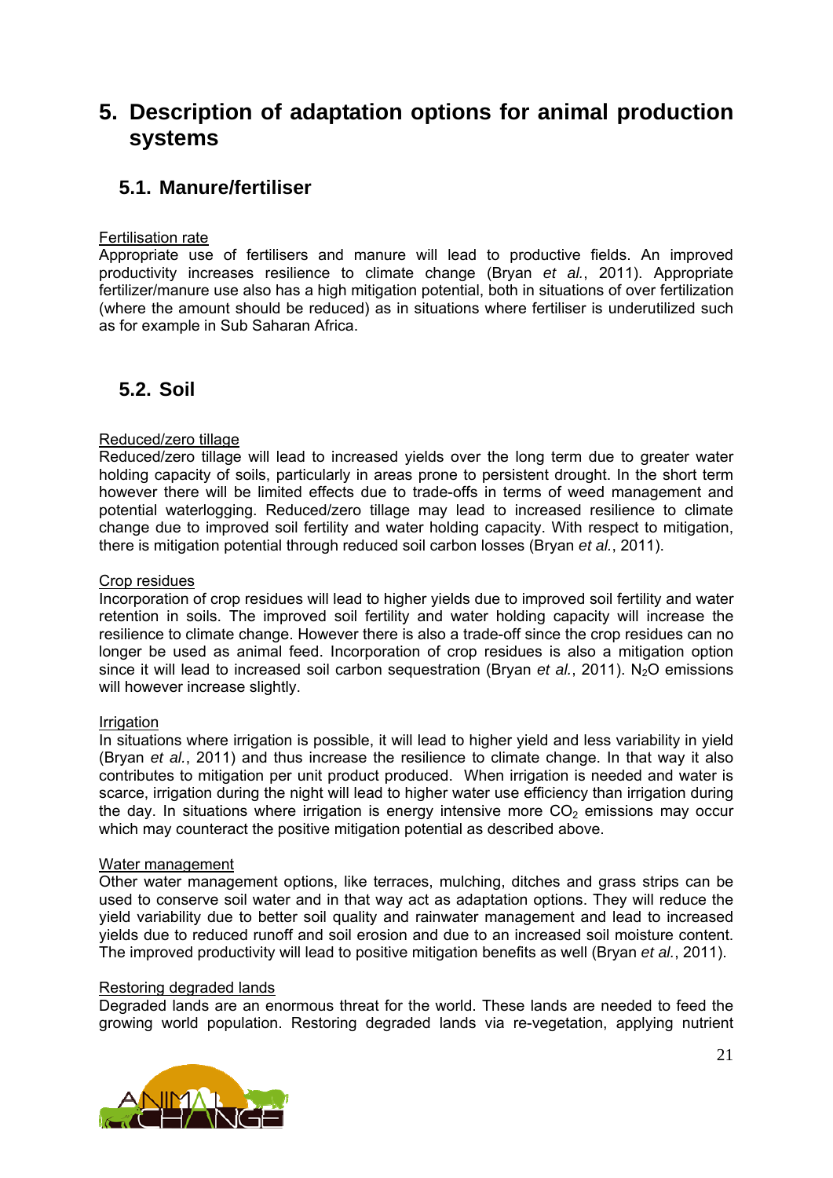# 5. Description of adaptation options for animal production systems

## 5.1. Manure/fertiliser

Fertilisation rate

Appropriate use of fertilisers and manure will lead to productive fields. An improved productivity increases resilience to climate change (Bryan *et al.*, 2011). Appropriate fertilizer/manure use also has a high mitigation potential, both in situations of over fertilization (where the amount should be reduced) as in situations where fertiliser is underutilized such as for example in Sub Saharan Africa.

## 5.2. Soil

Reduced/zero tillage

Reduced/zero tillage will lead to increased yields over the long term due to greater water holding capacity of soils, particularly in areas prone to persistent drought. In the short term however there will be limited effects due to trade-offs in terms of weed management and potential waterlogging. Reduced/zero tillage may lead to increased resilience to climate change due to improved soil fertility and water holding capacity. With respect to mitigation, there is mitigation potential through reduced soil carbon losses (Bryan *et al.*, 2011).

Crop residues

Incorporation of crop residues will lead to higher yields due to improved soil fertility and water retention in soils. The improved soil fertility and water holding capacity will increase the resilience to climate change. However there is also a trade-off since the crop residues can no longer be used as animal feed. Incorporation of crop residues is also a mitigation option since it will lead to increased soil carbon sequestration (Bryan *et al.*, 2011). $N_2O$ emissions will however increase slightly.

Irrigation

In situations where irrigation is possible, it will lead to higher yield and less variability in yield (Bryan *et al.*, 2011) and thus increase the resilience to climate change. In that way it also contributes to mitigation per unit product produced. When irrigation is needed and water is scarce, irrigation during the night will lead to higher water use efficiency than irrigation during the day. In situations where irrigation is energy intensive more $CO_2$ emissions may occur which may counteract the positive mitigation potential as described above.

Water management

Other water management options, like terraces, mulching, ditches and grass strips can be used to conserve soil water and in that way act as adaptation options. They will reduce the yield variability due to better soil quality and rainwater management and lead to increased yields due to reduced runoff and soil erosion and due to an increased soil moisture content. The improved productivity will lead to positive mitigation benefits as well (Bryan *et al.*, 2011).

Restoring degraded lands

Degraded lands are an enormous threat for the world. These lands are needed to feed the growing world population. Restoring degraded lands via re-vegetation, applying nutrient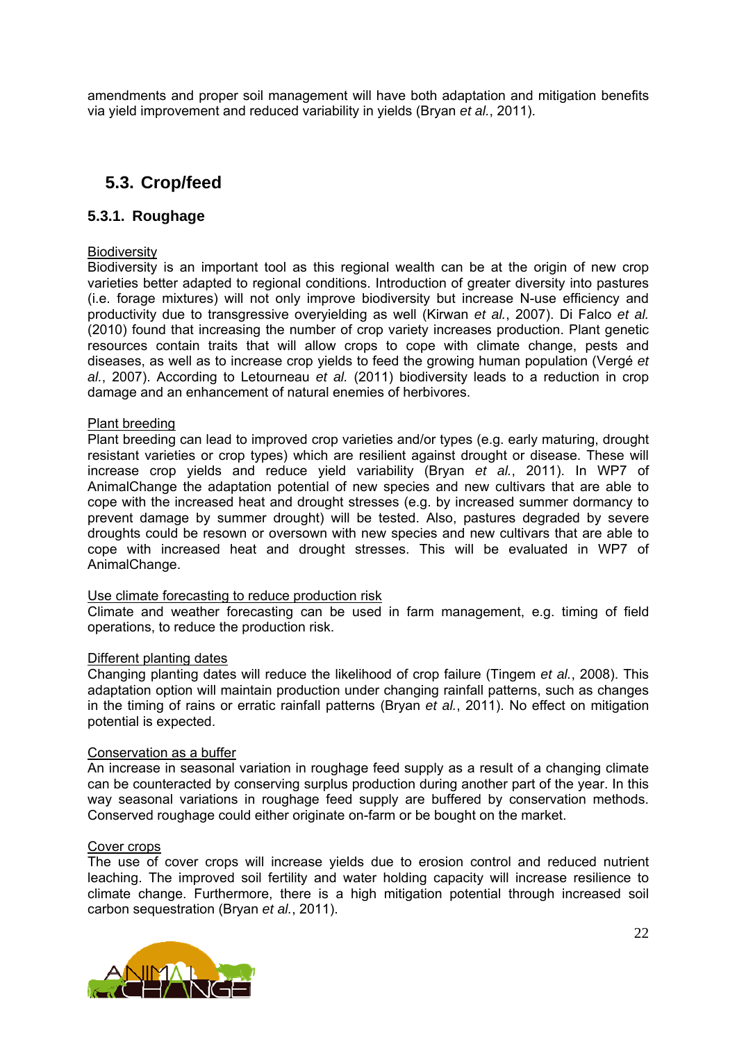amendments and proper soil management will have both adaptation and mitigation benefits via yield improvement and reduced variability in yields (Bryan *et al.*, 2011).

## 5.3. Crop/feed

### 5.3.1. Roughage

Biodiversity

Biodiversity is an important tool as this regional wealth can be at the origin of new crop varieties better adapted to regional conditions. Introduction of greater diversity into pastures (i.e. forage mixtures) will not only improve biodiversity but increase N-use efficiency and productivity due to transgressive overyielding as well (Kirwan *et al.*, 2007). Di Falco *et al.* (2010) found that increasing the number of crop variety increases production. Plant genetic resources contain traits that will allow crops to cope with climate change, pests and diseases, as well as to increase crop yields to feed the growing human population (Vergé *et al.*, 2007). According to Letourneau *et al.* (2011) biodiversity leads to a reduction in crop damage and an enhancement of natural enemies of herbivores.

Plant breeding

Plant breeding can lead to improved crop varieties and/or types (e.g. early maturing, drought resistant varieties or crop types) which are resilient against drought or disease. These will increase crop yields and reduce yield variability (Bryan *et al.*, 2011). In WP7 of AnimalChange the adaptation potential of new species and new cultivars that are able to cope with the increased heat and drought stresses (e.g. by increased summer dormancy to prevent damage by summer drought) will be tested. Also, pastures degraded by severe droughts could be resown or oversown with new species and new cultivars that are able to cope with increased heat and drought stresses. This will be evaluated in WP7 of AnimalChange.

Use climate forecasting to reduce production risk

Climate and weather forecasting can be used in farm management, e.g. timing of field operations, to reduce the production risk.

Different planting dates

Changing planting dates will reduce the likelihood of crop failure (Tingem *et al.*, 2008). This adaptation option will maintain production under changing rainfall patterns, such as changes in the timing of rains or erratic rainfall patterns (Bryan *et al.*, 2011). No effect on mitigation potential is expected.

Conservation as a buffer

An increase in seasonal variation in roughage feed supply as a result of a changing climate can be counteracted by conserving surplus production during another part of the year. In this way seasonal variations in roughage feed supply are buffered by conservation methods. Conserved roughage could either originate on-farm or be bought on the market.

Cover crops

The use of cover crops will increase yields due to erosion control and reduced nutrient leaching. The improved soil fertility and water holding capacity will increase resilience to climate change. Furthermore, there is a high mitigation potential through increased soil carbon sequestration (Bryan *et al.*, 2011).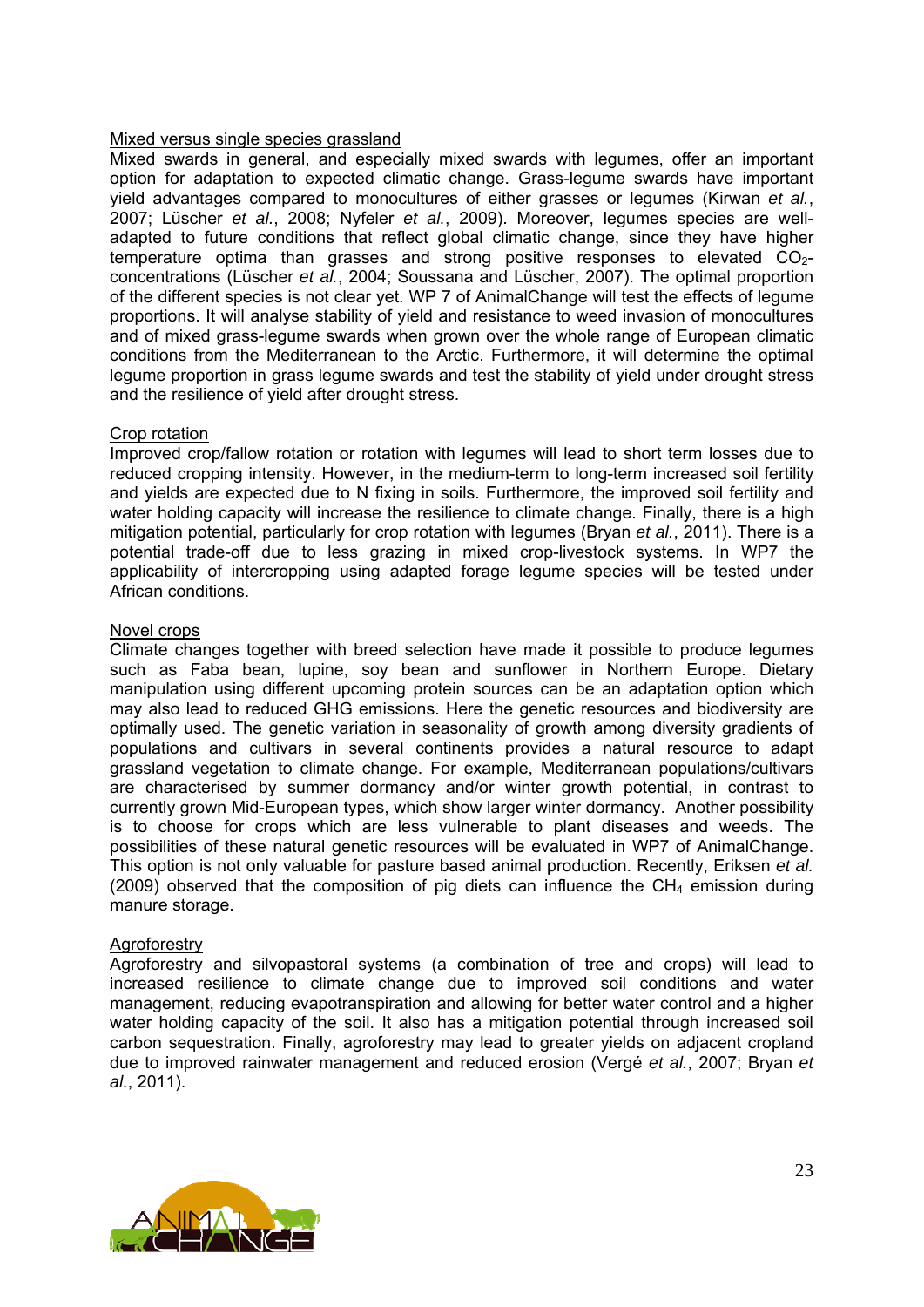Mixed versus single species grassland

Mixed swards in general, and especially mixed swards with legumes, offer an important option for adaptation to expected climatic change. Grass-legume swards have important yield advantages compared to monocultures of either grasses or legumes (Kirwan *et al.*, 2007; Lüscher *et al.*, 2008; Nyfeler *et al.*, 2009). Moreover, legumes species are well-adapted to future conditions that reflect global climatic change, since they have higher temperature optima than grasses and strong positive responses to elevated $CO_2$-concentrations (Lüscher *et al.*, 2004; Soussana and Lüscher, 2007). The optimal proportion of the different species is not clear yet. WP 7 of AnimalChange will test the effects of legume proportions. It will analyse stability of yield and resistance to weed invasion of monocultures and of mixed grass-legume swards when grown over the whole range of European climatic conditions from the Mediterranean to the Arctic. Furthermore, it will determine the optimal legume proportion in grass legume swards and test the stability of yield under drought stress and the resilience of yield after drought stress.

Crop rotation

Improved crop/fallow rotation or rotation with legumes will lead to short term losses due to reduced cropping intensity. However, in the medium-term to long-term increased soil fertility and yields are expected due to N fixing in soils. Furthermore, the improved soil fertility and water holding capacity will increase the resilience to climate change. Finally, there is a high mitigation potential, particularly for crop rotation with legumes (Bryan *et al.*, 2011). There is a potential trade-off due to less grazing in mixed crop-livestock systems. In WP7 the applicability of intercropping using adapted forage legume species will be tested under African conditions.

Novel crops

Climate changes together with breed selection have made it possible to produce legumes such as Faba bean, lupine, soy bean and sunflower in Northern Europe. Dietary manipulation using different upcoming protein sources can be an adaptation option which may also lead to reduced GHG emissions. Here the genetic resources and biodiversity are optimally used. The genetic variation in seasonality of growth among diversity gradients of populations and cultivars in several continents provides a natural resource to adapt grassland vegetation to climate change. For example, Mediterranean populations/cultivars are characterised by summer dormancy and/or winter growth potential, in contrast to currently grown Mid-European types, which show larger winter dormancy. Another possibility is to choose for crops which are less vulnerable to plant diseases and weeds. The possibilities of these natural genetic resources will be evaluated in WP7 of AnimalChange. This option is not only valuable for pasture based animal production. Recently, Eriksen *et al.* (2009) observed that the composition of pig diets can influence the $CH_4$ emission during manure storage.

Agroforestry

Agroforestry and silvopastoral systems (a combination of tree and crops) will lead to increased resilience to climate change due to improved soil conditions and water management, reducing evapotranspiration and allowing for better water control and a higher water holding capacity of the soil. It also has a mitigation potential through increased soil carbon sequestration. Finally, agroforestry may lead to greater yields on adjacent cropland due to improved rainwater management and reduced erosion (Vergé *et al.*, 2007; Bryan *et al.*, 2011).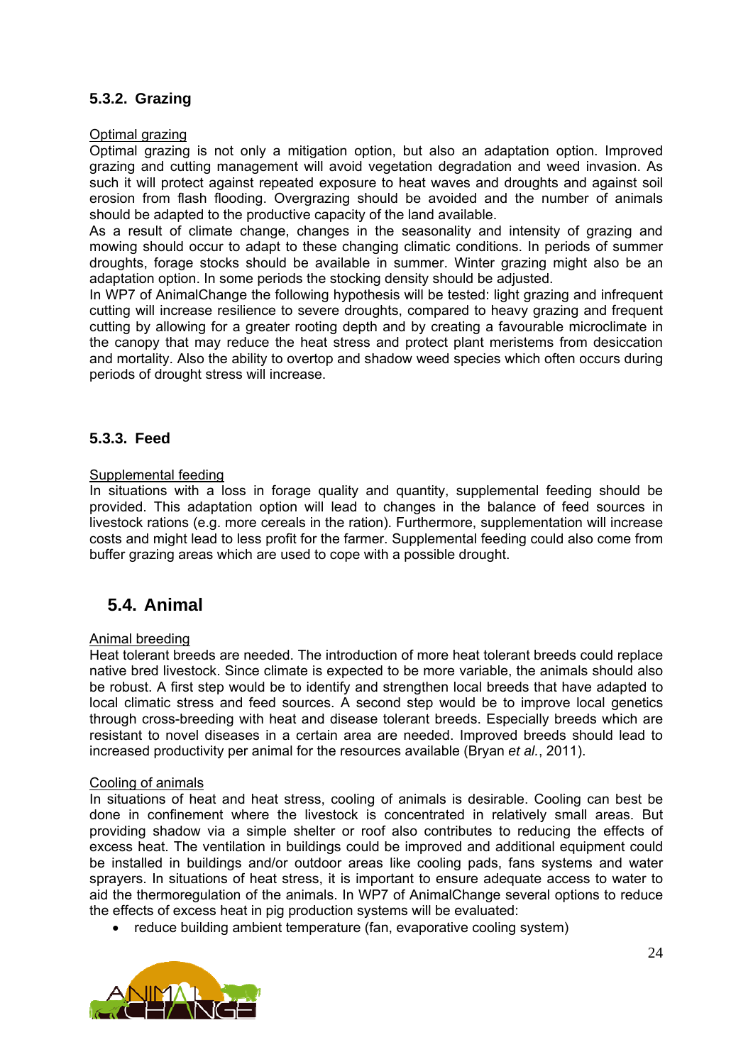### 5.3.2. Grazing

Optimal grazing

Optimal grazing is not only a mitigation option, but also an adaptation option. Improved grazing and cutting management will avoid vegetation degradation and weed invasion. As such it will protect against repeated exposure to heat waves and droughts and against soil erosion from flash flooding. Overgrazing should be avoided and the number of animals should be adapted to the productive capacity of the land available.

As a result of climate change, changes in the seasonality and intensity of grazing and mowing should occur to adapt to these changing climatic conditions. In periods of summer droughts, forage stocks should be available in summer. Winter grazing might also be an adaptation option. In some periods the stocking density should be adjusted.

In WP7 of AnimalChange the following hypothesis will be tested: light grazing and infrequent cutting will increase resilience to severe droughts, compared to heavy grazing and frequent cutting by allowing for a greater rooting depth and by creating a favourable microclimate in the canopy that may reduce the heat stress and protect plant meristems from desiccation and mortality. Also the ability to overtop and shadow weed species which often occurs during periods of drought stress will increase.

### 5.3.3. Feed

Supplemental feeding

In situations with a loss in forage quality and quantity, supplemental feeding should be provided. This adaptation option will lead to changes in the balance of feed sources in livestock rations (e.g. more cereals in the ration). Furthermore, supplementation will increase costs and might lead to less profit for the farmer. Supplemental feeding could also come from buffer grazing areas which are used to cope with a possible drought.

## 5.4. Animal

Animal breeding

Heat tolerant breeds are needed. The introduction of more heat tolerant breeds could replace native bred livestock. Since climate is expected to be more variable, the animals should also be robust. A first step would be to identify and strengthen local breeds that have adapted to local climatic stress and feed sources. A second step would be to improve local genetics through cross-breeding with heat and disease tolerant breeds. Especially breeds which are resistant to novel diseases in a certain area are needed. Improved breeds should lead to increased productivity per animal for the resources available (Bryan *et al.*, 2011).

Cooling of animals

In situations of heat and heat stress, cooling of animals is desirable. Cooling can best be done in confinement where the livestock is concentrated in relatively small areas. But providing shadow via a simple shelter or roof also contributes to reducing the effects of excess heat. The ventilation in buildings could be improved and additional equipment could be installed in buildings and/or outdoor areas like cooling pads, fans systems and water sprayers. In situations of heat stress, it is important to ensure adequate access to water to aid the thermoregulation of the animals. In WP7 of AnimalChange several options to reduce the effects of excess heat in pig production systems will be evaluated:

- reduce building ambient temperature (fan, evaporative cooling system)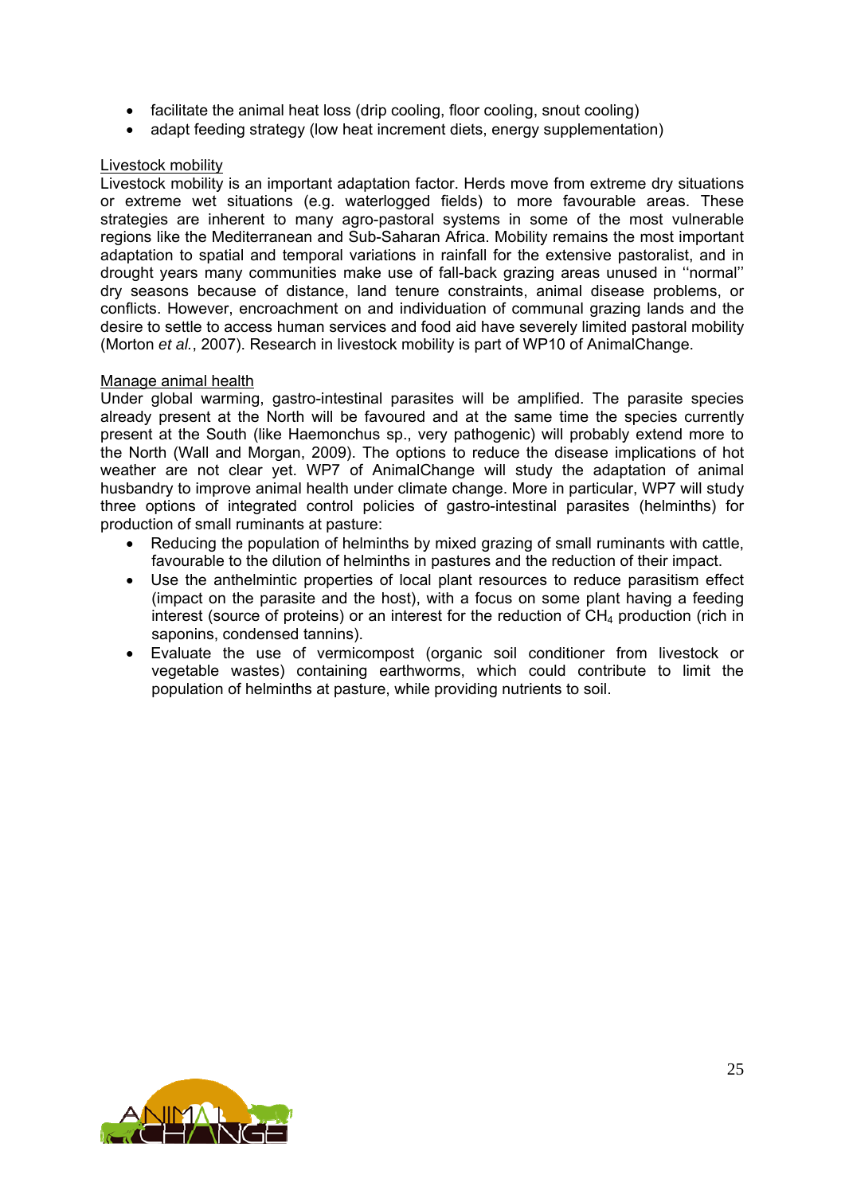- facilitate the animal heat loss (drip cooling, floor cooling, snout cooling)
- adapt feeding strategy (low heat increment diets, energy supplementation)

Livestock mobility

Livestock mobility is an important adaptation factor. Herds move from extreme dry situations or extreme wet situations (e.g. waterlogged fields) to more favourable areas. These strategies are inherent to many agro-pastoral systems in some of the most vulnerable regions like the Mediterranean and Sub-Saharan Africa. Mobility remains the most important adaptation to spatial and temporal variations in rainfall for the extensive pastoralist, and in drought years many communities make use of fall-back grazing areas unused in ''normal'' dry seasons because of distance, land tenure constraints, animal disease problems, or conflicts. However, encroachment on and individuation of communal grazing lands and the desire to settle to access human services and food aid have severely limited pastoral mobility (Morton *et al.*, 2007). Research in livestock mobility is part of WP10 of AnimalChange.

Manage animal health

Under global warming, gastro-intestinal parasites will be amplified. The parasite species already present at the North will be favoured and at the same time the species currently present at the South (like Haemonchus sp., very pathogenic) will probably extend more to the North (Wall and Morgan, 2009). The options to reduce the disease implications of hot weather are not clear yet. WP7 of AnimalChange will study the adaptation of animal husbandry to improve animal health under climate change. More in particular, WP7 will study three options of integrated control policies of gastro-intestinal parasites (helminths) for production of small ruminants at pasture:

- Reducing the population of helminths by mixed grazing of small ruminants with cattle, favourable to the dilution of helminths in pastures and the reduction of their impact.
- Use the anthelmintic properties of local plant resources to reduce parasitism effect (impact on the parasite and the host), with a focus on some plant having a feeding interest (source of proteins) or an interest for the reduction of $CH_4$ production (rich in saponins, condensed tannins).
- Evaluate the use of vermicompost (organic soil conditioner from livestock or vegetable wastes) containing earthworms, which could contribute to limit the population of helminths at pasture, while providing nutrients to soil.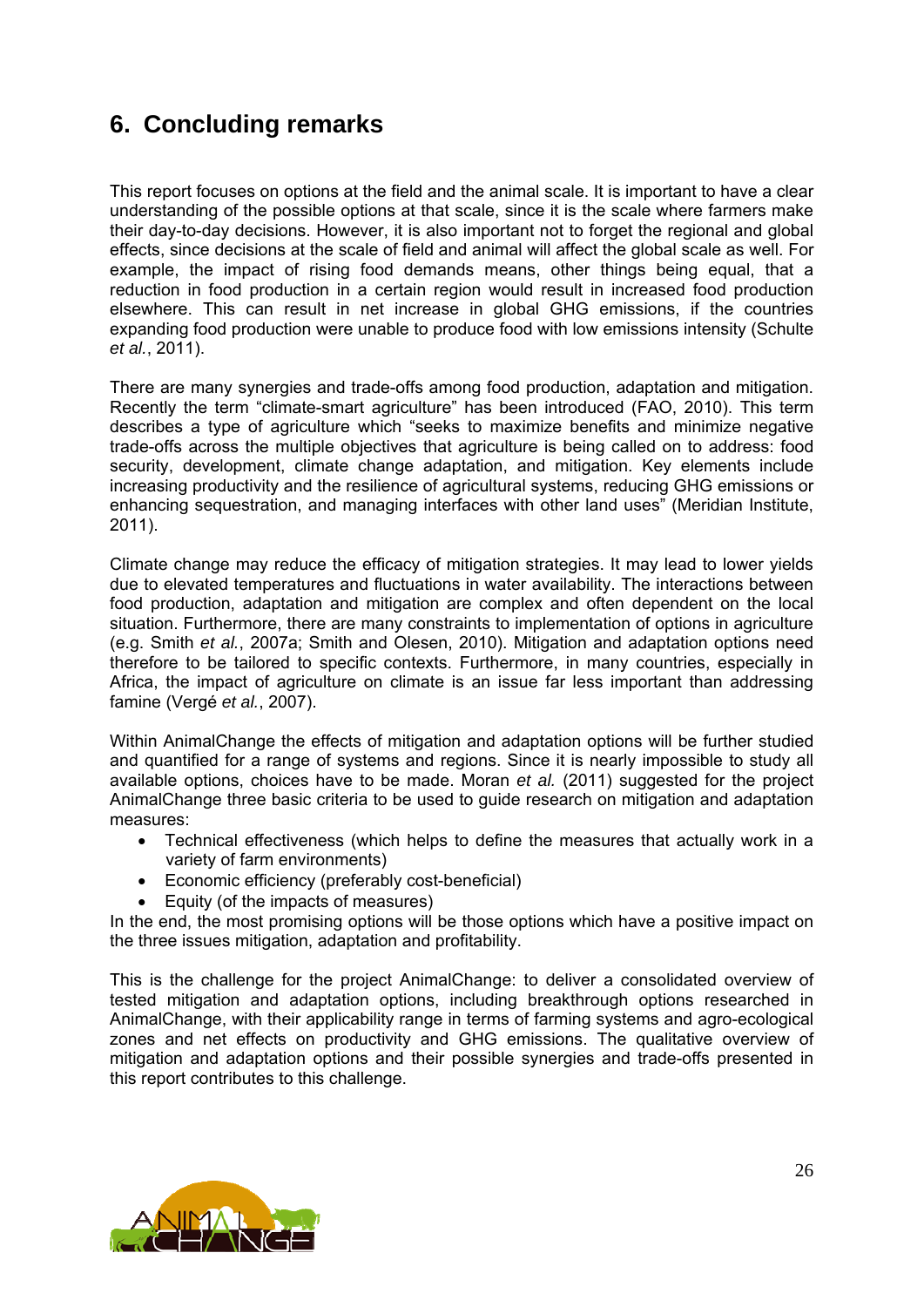## 6. Concluding remarks

This report focuses on options at the field and the animal scale. It is important to have a clear understanding of the possible options at that scale, since it is the scale where farmers make their day-to-day decisions. However, it is also important not to forget the regional and global effects, since decisions at the scale of field and animal will affect the global scale as well. For example, the impact of rising food demands means, other things being equal, that a reduction in food production in a certain region would result in increased food production elsewhere. This can result in net increase in global GHG emissions, if the countries expanding food production were unable to produce food with low emissions intensity (Schulte *et al.*, 2011).

There are many synergies and trade-offs among food production, adaptation and mitigation. Recently the term "climate-smart agriculture" has been introduced (FAO, 2010). This term describes a type of agriculture which "seeks to maximize benefits and minimize negative trade-offs across the multiple objectives that agriculture is being called on to address: food security, development, climate change adaptation, and mitigation. Key elements include increasing productivity and the resilience of agricultural systems, reducing GHG emissions or enhancing sequestration, and managing interfaces with other land uses" (Meridian Institute, 2011).

Climate change may reduce the efficacy of mitigation strategies. It may lead to lower yields due to elevated temperatures and fluctuations in water availability. The interactions between food production, adaptation and mitigation are complex and often dependent on the local situation. Furthermore, there are many constraints to implementation of options in agriculture (e.g. Smith *et al.*, 2007a; Smith and Olesen, 2010). Mitigation and adaptation options need therefore to be tailored to specific contexts. Furthermore, in many countries, especially in Africa, the impact of agriculture on climate is an issue far less important than addressing famine (Vergé *et al.*, 2007).

Within AnimalChange the effects of mitigation and adaptation options will be further studied and quantified for a range of systems and regions. Since it is nearly impossible to study all available options, choices have to be made. Moran *et al.* (2011) suggested for the project AnimalChange three basic criteria to be used to guide research on mitigation and adaptation measures:

- Technical effectiveness (which helps to define the measures that actually work in a variety of farm environments)
- Economic efficiency (preferably cost-beneficial)
- Equity (of the impacts of measures)

In the end, the most promising options will be those options which have a positive impact on the three issues mitigation, adaptation and profitability.

This is the challenge for the project AnimalChange: to deliver a consolidated overview of tested mitigation and adaptation options, including breakthrough options researched in AnimalChange, with their applicability range in terms of farming systems and agro-ecological zones and net effects on productivity and GHG emissions. The qualitative overview of mitigation and adaptation options and their possible synergies and trade-offs presented in this report contributes to this challenge.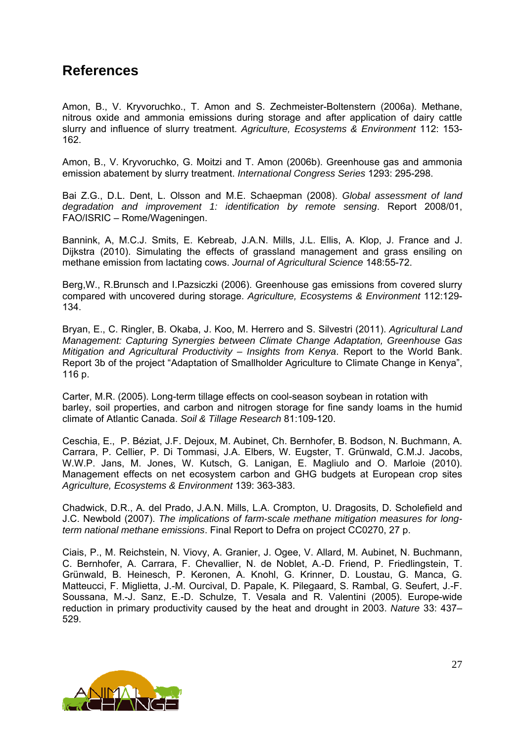# References

Amon, B., V. Kryvoruchko., T. Amon and S. Zechmeister-Boltenstern (2006a). Methane, nitrous oxide and ammonia emissions during storage and after application of dairy cattle slurry and influence of slurry treatment. *Agriculture, Ecosystems & Environment* 112: 153-162.

Amon, B., V. Kryvoruchko, G. Moitzi and T. Amon (2006b). Greenhouse gas and ammonia emission abatement by slurry treatment. *International Congress Series* 1293: 295-298.

Bai Z.G., D.L. Dent, L. Olsson and M.E. Schaepman (2008). *Global assessment of land degradation and improvement 1: identification by remote sensing*. Report 2008/01, FAO/ISRIC – Rome/Wageningen.

Bannink, A, M.C.J. Smits, E. Kebreab, J.A.N. Mills, J.L. Ellis, A. Klop, J. France and J. Dijkstra (2010). Simulating the effects of grassland management and grass ensiling on methane emission from lactating cows. *Journal of Agricultural Science* 148:55-72.

Berg,W., R.Brunsch and I.Pazsiczki (2006). Greenhouse gas emissions from covered slurry compared with uncovered during storage. *Agriculture, Ecosystems & Environment* 112:129-134.

Bryan, E., C. Ringler, B. Okaba, J. Koo, M. Herrero and S. Silvestri (2011). *Agricultural Land Management: Capturing Synergies between Climate Change Adaptation, Greenhouse Gas Mitigation and Agricultural Productivity – Insights from Kenya*. Report to the World Bank. Report 3b of the project "Adaptation of Smallholder Agriculture to Climate Change in Kenya", 116 p.

Carter, M.R. (2005). Long-term tillage effects on cool-season soybean in rotation with barley, soil properties, and carbon and nitrogen storage for fine sandy loams in the humid climate of Atlantic Canada. *Soil & Tillage Research* 81:109-120.

Ceschia, E., P. Béziat, J.F. Dejoux, M. Aubinet, Ch. Bernhofer, B. Bodson, N. Buchmann, A. Carrara, P. Cellier, P. Di Tommasi, J.A. Elbers, W. Eugster, T. Grünwald, C.M.J. Jacobs, W.W.P. Jans, M. Jones, W. Kutsch, G. Lanigan, E. Magliulo and O. Marloie (2010). Management effects on net ecosystem carbon and GHG budgets at European crop sites *Agriculture, Ecosystems & Environment* 139: 363-383.

Chadwick, D.R., A. del Prado, J.A.N. Mills, L.A. Crompton, U. Dragosits, D. Scholefield and J.C. Newbold (2007). *The implications of farm-scale methane mitigation measures for long-term national methane emissions*. Final Report to Defra on project CC0270, 27 p.

Ciais, P., M. Reichstein, N. Viovy, A. Granier, J. Ogee, V. Allard, M. Aubinet, N. Buchmann, C. Bernhofer, A. Carrara, F. Chevallier, N. de Noblet, A.-D. Friend, P. Friedlingstein, T. Grünwald, B. Heinesch, P. Keronen, A. Knohl, G. Krinner, D. Loustau, G. Manca, G. Matteucci, F. Miglietta, J.-M. Ourcival, D. Papale, K. Pilegaard, S. Rambal, G. Seufert, J.-F. Soussana, M.-J. Sanz, E.-D. Schulze, T. Vesala and R. Valentini (2005). Europe-wide reduction in primary productivity caused by the heat and drought in 2003. *Nature* 33: 437–529.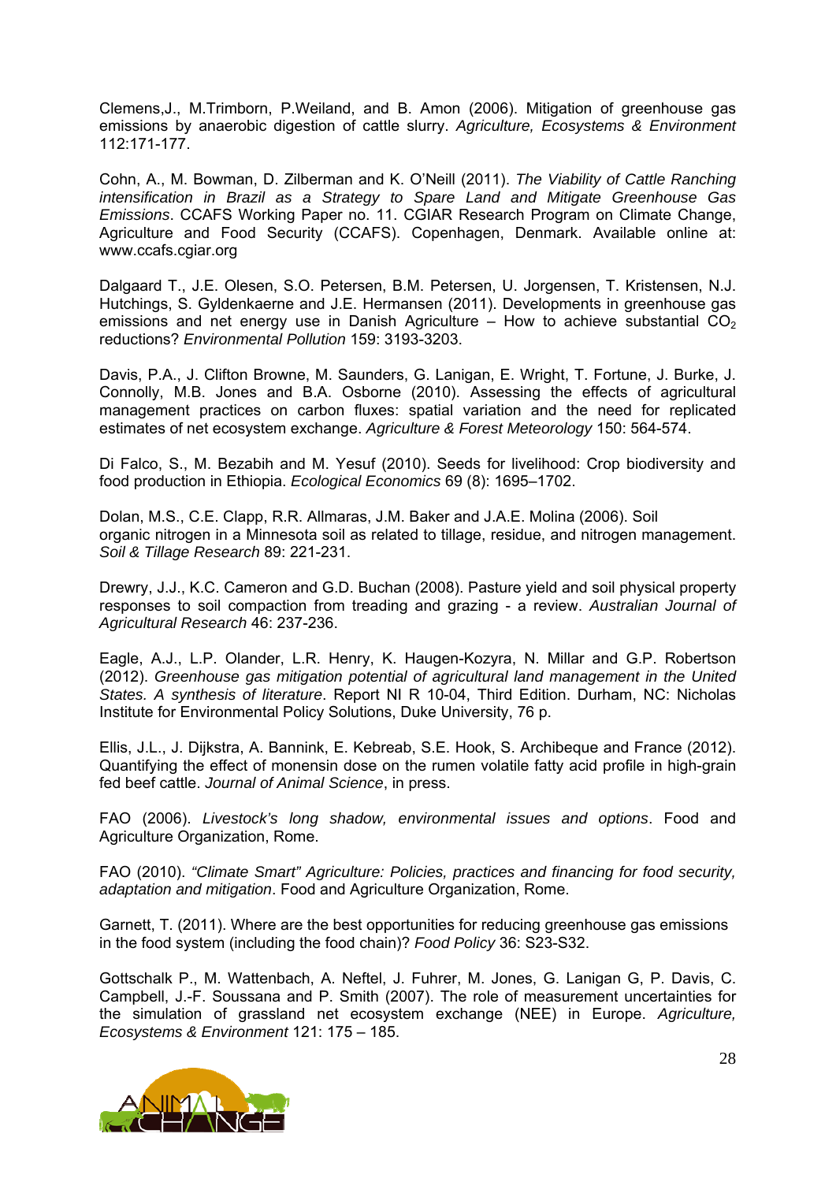Clemens,J., M.Trimborn, P.Weiland, and B. Amon (2006). Mitigation of greenhouse gas emissions by anaerobic digestion of cattle slurry. *Agriculture, Ecosystems & Environment* 112:171-177.

Cohn, A., M. Bowman, D. Zilberman and K. O'Neill (2011). *The Viability of Cattle Ranching intensification in Brazil as a Strategy to Spare Land and Mitigate Greenhouse Gas Emissions*. CCAFS Working Paper no. 11. CGIAR Research Program on Climate Change, Agriculture and Food Security (CCAFS). Copenhagen, Denmark. Available online at: www.ccafs.cgiar.org

Dalgaard T., J.E. Olesen, S.O. Petersen, B.M. Petersen, U. Jorgensen, T. Kristensen, N.J. Hutchings, S. Gyldenkaerne and J.E. Hermansen (2011). Developments in greenhouse gas emissions and net energy use in Danish Agriculture – How to achieve substantial $CO_2$ reductions? *Environmental Pollution* 159: 3193-3203.

Davis, P.A., J. Clifton Browne, M. Saunders, G. Lanigan, E. Wright, T. Fortune, J. Burke, J. Connolly, M.B. Jones and B.A. Osborne (2010). Assessing the effects of agricultural management practices on carbon fluxes: spatial variation and the need for replicated estimates of net ecosystem exchange. *Agriculture & Forest Meteorology* 150: 564-574.

Di Falco, S., M. Bezabih and M. Yesuf (2010). Seeds for livelihood: Crop biodiversity and food production in Ethiopia. *Ecological Economics* 69 (8): 1695–1702.

Dolan, M.S., C.E. Clapp, R.R. Allmaras, J.M. Baker and J.A.E. Molina (2006). Soil organic nitrogen in a Minnesota soil as related to tillage, residue, and nitrogen management. *Soil & Tillage Research* 89: 221-231.

Drewry, J.J., K.C. Cameron and G.D. Buchan (2008). Pasture yield and soil physical property responses to soil compaction from treading and grazing - a review. *Australian Journal of Agricultural Research* 46: 237-236.

Eagle, A.J., L.P. Olander, L.R. Henry, K. Haugen-Kozyra, N. Millar and G.P. Robertson (2012). *Greenhouse gas mitigation potential of agricultural land management in the United States. A synthesis of literature*. Report NI R 10-04, Third Edition. Durham, NC: Nicholas Institute for Environmental Policy Solutions, Duke University, 76 p.

Ellis, J.L., J. Dijkstra, A. Bannink, E. Kebreab, S.E. Hook, S. Archibeque and France (2012). Quantifying the effect of monensin dose on the rumen volatile fatty acid profile in high-grain fed beef cattle. *Journal of Animal Science*, in press.

FAO (2006). *Livestock's long shadow, environmental issues and options*. Food and Agriculture Organization, Rome.

FAO (2010). *"Climate Smart" Agriculture: Policies, practices and financing for food security, adaptation and mitigation*. Food and Agriculture Organization, Rome.

Garnett, T. (2011). Where are the best opportunities for reducing greenhouse gas emissions in the food system (including the food chain)? *Food Policy* 36: S23-S32.

Gottschalk P., M. Wattenbach, A. Neftel, J. Fuhrer, M. Jones, G. Lanigan G, P. Davis, C. Campbell, J.-F. Soussana and P. Smith (2007). The role of measurement uncertainties for the simulation of grassland net ecosystem exchange (NEE) in Europe. *Agriculture, Ecosystems & Environment* 121: 175 – 185.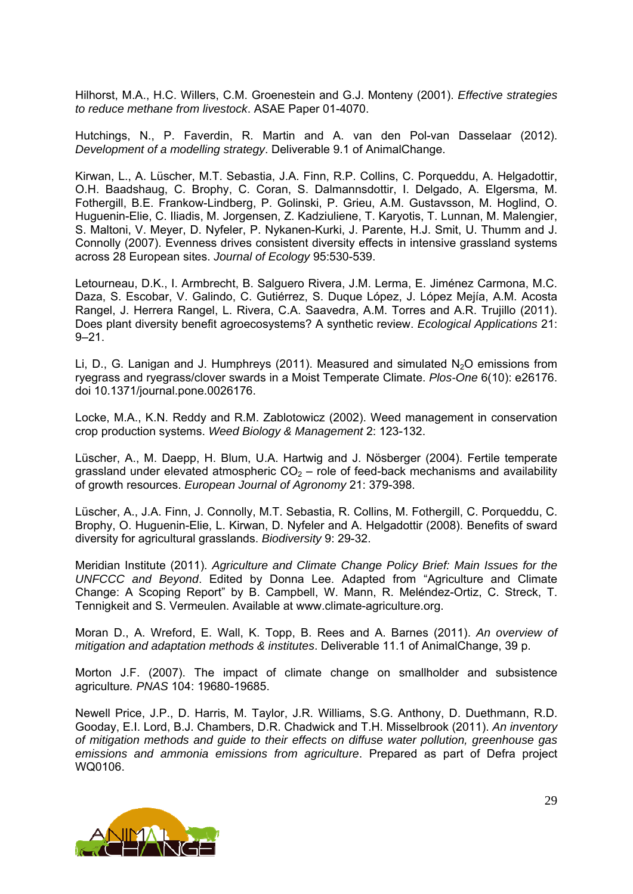Hilhorst, M.A., H.C. Willers, C.M. Groenestein and G.J. Monteny (2001). *Effective strategies to reduce methane from livestock*. ASAE Paper 01-4070.

Hutchings, N., P. Faverdin, R. Martin and A. van den Pol-van Dasselaar (2012). *Development of a modelling strategy*. Deliverable 9.1 of AnimalChange.

Kirwan, L., A. Lüscher, M.T. Sebastia, J.A. Finn, R.P. Collins, C. Porqueddu, A. Helgadottir, O.H. Baadshaug, C. Brophy, C. Coran, S. Dalmannsdottir, I. Delgado, A. Elgersma, M. Fothergill, B.E. Frankow-Lindberg, P. Golinski, P. Grieu, A.M. Gustavsson, M. Hoglind, O. Huguenin-Elie, C. Iliadis, M. Jorgensen, Z. Kadziuliene, T. Karyotis, T. Lunnan, M. Malengier, S. Maltoni, V. Meyer, D. Nyfeler, P. Nykanen-Kurki, J. Parente, H.J. Smit, U. Thumm and J. Connolly (2007). Evenness drives consistent diversity effects in intensive grassland systems across 28 European sites. *Journal of Ecology* 95:530-539.

Letourneau, D.K., I. Armbrecht, B. Salguero Rivera, J.M. Lerma, E. Jiménez Carmona, M.C. Daza, S. Escobar, V. Galindo, C. Gutiérrez, S. Duque López, J. López Mejía, A.M. Acosta Rangel, J. Herrera Rangel, L. Rivera, C.A. Saavedra, A.M. Torres and A.R. Trujillo (2011). Does plant diversity benefit agroecosystems? A synthetic review. *Ecological Applications* 21: 9–21.

Li, D., G. Lanigan and J. Humphreys (2011). Measured and simulated $N_2O$ emissions from ryegrass and ryegrass/clover swards in a Moist Temperate Climate. *Plos-One* 6(10): e26176. doi 10.1371/journal.pone.0026176.

Locke, M.A., K.N. Reddy and R.M. Zablotowicz (2002). Weed management in conservation crop production systems. *Weed Biology & Management* 2: 123-132.

Lüscher, A., M. Daepp, H. Blum, U.A. Hartwig and J. Nösberger (2004). Fertile temperate grassland under elevated atmospheric $CO_2$ – role of feed-back mechanisms and availability of growth resources. *European Journal of Agronomy* 21: 379-398.

Lüscher, A., J.A. Finn, J. Connolly, M.T. Sebastia, R. Collins, M. Fothergill, C. Porqueddu, C. Brophy, O. Huguenin-Elie, L. Kirwan, D. Nyfeler and A. Helgadottir (2008). Benefits of sward diversity for agricultural grasslands. *Biodiversity* 9: 29-32.

Meridian Institute (2011). *Agriculture and Climate Change Policy Brief: Main Issues for the UNFCCC and Beyond*. Edited by Donna Lee. Adapted from “Agriculture and Climate Change: A Scoping Report” by B. Campbell, W. Mann, R. Meléndez-Ortiz, C. Streck, T. Tennigkeit and S. Vermeulen. Available at www.climate-agriculture.org.

Moran D., A. Wreford, E. Wall, K. Topp, B. Rees and A. Barnes (2011). *An overview of mitigation and adaptation methods & institutes*. Deliverable 11.1 of AnimalChange, 39 p.

Morton J.F. (2007). The impact of climate change on smallholder and subsistence agriculture. *PNAS* 104: 19680-19685.

Newell Price, J.P., D. Harris, M. Taylor, J.R. Williams, S.G. Anthony, D. Duethmann, R.D. Gooday, E.I. Lord, B.J. Chambers, D.R. Chadwick and T.H. Misselbrook (2011). *An inventory of mitigation methods and guide to their effects on diffuse water pollution, greenhouse gas emissions and ammonia emissions from agriculture*. Prepared as part of Defra project WQ0106.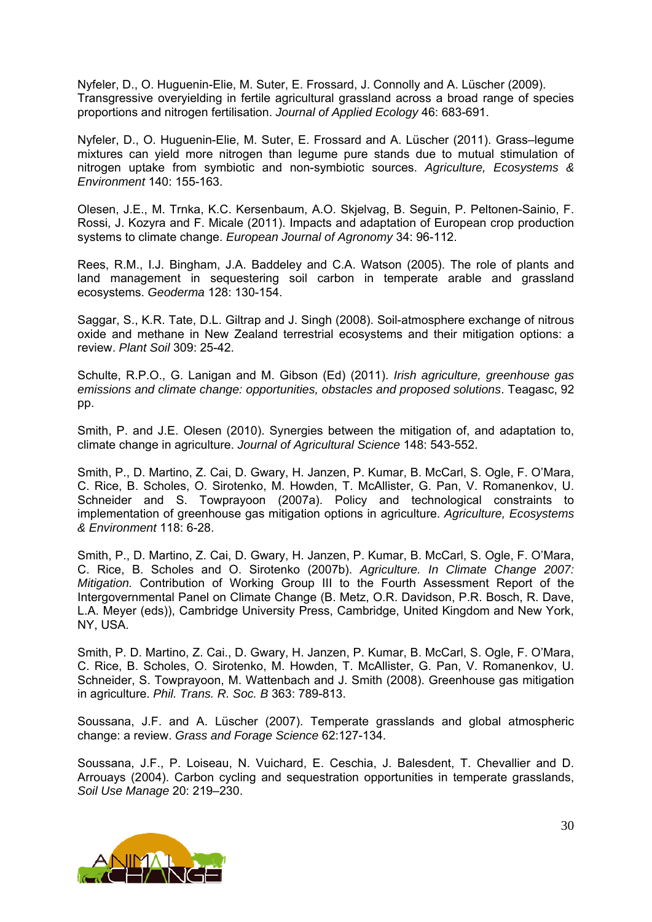Nyfeler, D., O. Huguenin-Elie, M. Suter, E. Frossard, J. Connolly and A. Lüscher (2009). Transgressive overyielding in fertile agricultural grassland across a broad range of species proportions and nitrogen fertilisation. *Journal of Applied Ecology* 46: 683-691.

Nyfeler, D., O. Huguenin-Elie, M. Suter, E. Frossard and A. Lüscher (2011). Grass–legume mixtures can yield more nitrogen than legume pure stands due to mutual stimulation of nitrogen uptake from symbiotic and non-symbiotic sources. *Agriculture, Ecosystems & Environment* 140: 155-163.

Olesen, J.E., M. Trnka, K.C. Kersenbaum, A.O. Skjelvag, B. Seguin, P. Peltonen-Sainio, F. Rossi, J. Kozyra and F. Micale (2011). Impacts and adaptation of European crop production systems to climate change. *European Journal of Agronomy* 34: 96-112.

Rees, R.M., I.J. Bingham, J.A. Baddeley and C.A. Watson (2005). The role of plants and land management in sequestering soil carbon in temperate arable and grassland ecosystems. *Geoderma* 128: 130-154.

Saggar, S., K.R. Tate, D.L. Giltrap and J. Singh (2008). Soil-atmosphere exchange of nitrous oxide and methane in New Zealand terrestrial ecosystems and their mitigation options: a review. *Plant Soil* 309: 25-42.

Schulte, R.P.O., G. Lanigan and M. Gibson (Ed) (2011). *Irish agriculture, greenhouse gas emissions and climate change: opportunities, obstacles and proposed solutions*. Teagasc, 92 pp.

Smith, P. and J.E. Olesen (2010). Synergies between the mitigation of, and adaptation to, climate change in agriculture. *Journal of Agricultural Science* 148: 543-552.

Smith, P., D. Martino, Z. Cai, D. Gwary, H. Janzen, P. Kumar, B. McCarl, S. Ogle, F. O'Mara, C. Rice, B. Scholes, O. Sirotenko, M. Howden, T. McAllister, G. Pan, V. Romanenkov, U. Schneider and S. Towprayoon (2007a). Policy and technological constraints to implementation of greenhouse gas mitigation options in agriculture. *Agriculture, Ecosystems & Environment* 118: 6-28.

Smith, P., D. Martino, Z. Cai, D. Gwary, H. Janzen, P. Kumar, B. McCarl, S. Ogle, F. O'Mara, C. Rice, B. Scholes and O. Sirotenko (2007b). *Agriculture. In Climate Change 2007: Mitigation.* Contribution of Working Group III to the Fourth Assessment Report of the Intergovernmental Panel on Climate Change (B. Metz, O.R. Davidson, P.R. Bosch, R. Dave, L.A. Meyer (eds)), Cambridge University Press, Cambridge, United Kingdom and New York, NY, USA.

Smith, P. D. Martino, Z. Cai., D. Gwary, H. Janzen, P. Kumar, B. McCarl, S. Ogle, F. O'Mara, C. Rice, B. Scholes, O. Sirotenko, M. Howden, T. McAllister, G. Pan, V. Romanenkov, U. Schneider, S. Towprayoon, M. Wattenbach and J. Smith (2008). Greenhouse gas mitigation in agriculture. *Phil. Trans. R. Soc. B* 363: 789-813.

Soussana, J.F. and A. Lüscher (2007). Temperate grasslands and global atmospheric change: a review. *Grass and Forage Science* 62:127-134.

Soussana, J.F., P. Loiseau, N. Vuichard, E. Ceschia, J. Balesdent, T. Chevallier and D. Arrouays (2004). Carbon cycling and sequestration opportunities in temperate grasslands, *Soil Use Manage* 20: 219–230.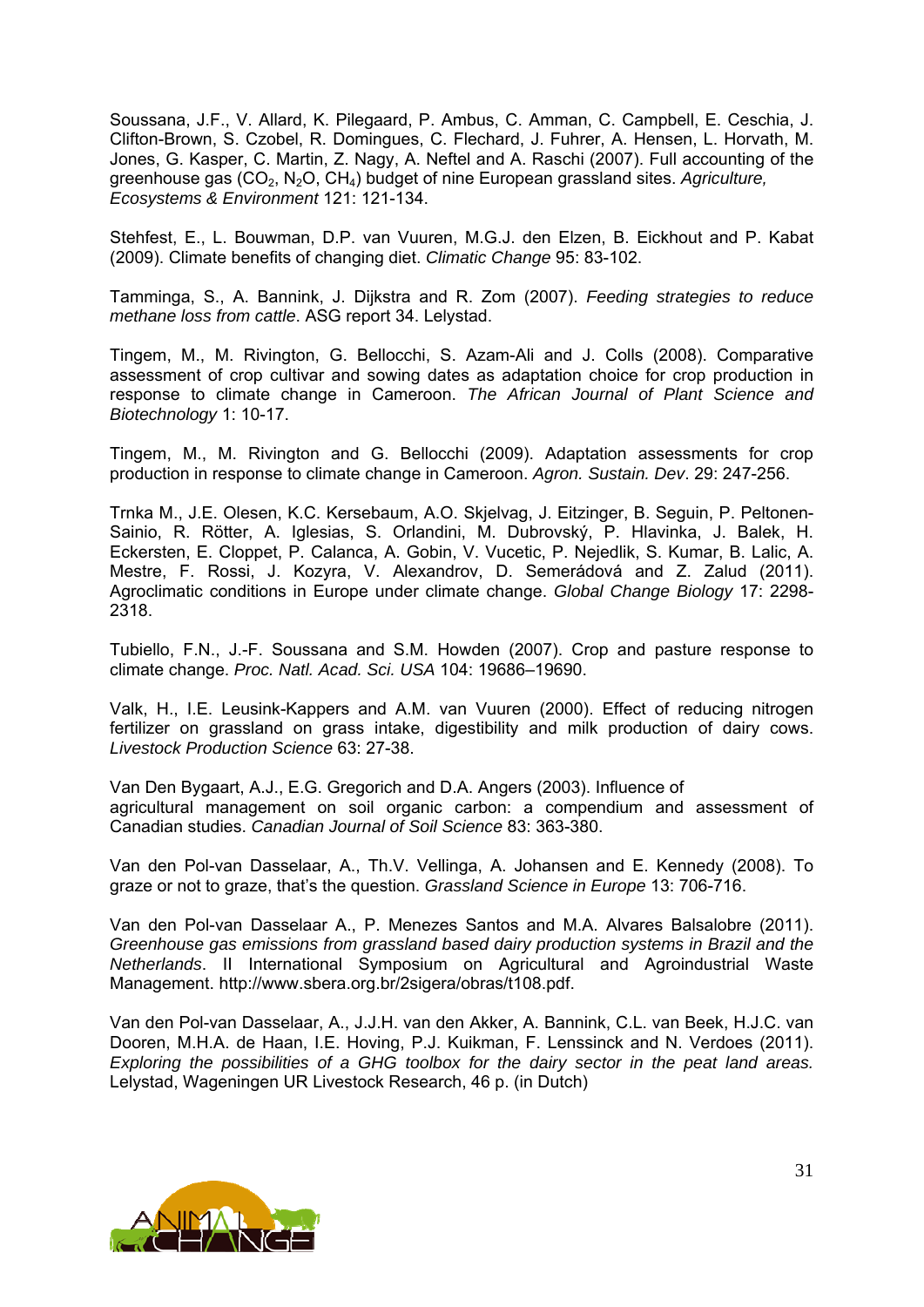Soussana, J.F., V. Allard, K. Pilegaard, P. Ambus, C. Amman, C. Campbell, E. Ceschia, J. Clifton-Brown, S. Czobel, R. Domingues, C. Flechard, J. Fuhrer, A. Hensen, L. Horvath, M. Jones, G. Kasper, C. Martin, Z. Nagy, A. Neftel and A. Raschi (2007). Full accounting of the greenhouse gas ($CO_2$, $N_2O$, $CH_4$) budget of nine European grassland sites. *Agriculture, Ecosystems & Environment* 121: 121-134.

Stehfest, E., L. Bouwman, D.P. van Vuuren, M.G.J. den Elzen, B. Eickhout and P. Kabat (2009). Climate benefits of changing diet. *Climatic Change* 95: 83-102.

Tamminga, S., A. Bannink, J. Dijkstra and R. Zom (2007). *Feeding strategies to reduce methane loss from cattle*. ASG report 34. Lelystad.

Tingem, M., M. Rivington, G. Bellocchi, S. Azam-Ali and J. Colls (2008). Comparative assessment of crop cultivar and sowing dates as adaptation choice for crop production in response to climate change in Cameroon. *The African Journal of Plant Science and Biotechnology* 1: 10-17.

Tingem, M., M. Rivington and G. Bellocchi (2009). Adaptation assessments for crop production in response to climate change in Cameroon. *Agron. Sustain. Dev*. 29: 247-256.

Trnka M., J.E. Olesen, K.C. Kersebaum, A.O. Skjelvag, J. Eitzinger, B. Seguin, P. Peltonen-Sainio, R. Rötter, A. Iglesias, S. Orlandini, M. Dubrovský, P. Hlavinka, J. Balek, H. Eckersten, E. Cloppet, P. Calanca, A. Gobin, V. Vucetic, P. Nejedlik, S. Kumar, B. Lalic, A. Mestre, F. Rossi, J. Kozyra, V. Alexandrov, D. Semerádová and Z. Zalud (2011). Agroclimatic conditions in Europe under climate change. *Global Change Biology* 17: 2298-2318.

Tubiello, F.N., J.-F. Soussana and S.M. Howden (2007). Crop and pasture response to climate change. *Proc. Natl. Acad. Sci. USA* 104: 19686–19690.

Valk, H., I.E. Leusink-Kappers and A.M. van Vuuren (2000). Effect of reducing nitrogen fertilizer on grassland on grass intake, digestibility and milk production of dairy cows. *Livestock Production Science* 63: 27-38.

Van Den Bygaart, A.J., E.G. Gregorich and D.A. Angers (2003). Influence of agricultural management on soil organic carbon: a compendium and assessment of Canadian studies. *Canadian Journal of Soil Science* 83: 363-380.

Van den Pol-van Dasselaar, A., Th.V. Vellinga, A. Johansen and E. Kennedy (2008). To graze or not to graze, that's the question. *Grassland Science in Europe* 13: 706-716.

Van den Pol-van Dasselaar A., P. Menezes Santos and M.A. Alvares Balsalobre (2011). *Greenhouse gas emissions from grassland based dairy production systems in Brazil and the Netherlands*. II International Symposium on Agricultural and Agroindustrial Waste Management. http://www.sbera.org.br/2sigera/obras/t108.pdf.

Van den Pol-van Dasselaar, A., J.J.H. van den Akker, A. Bannink, C.L. van Beek, H.J.C. van Dooren, M.H.A. de Haan, I.E. Hoving, P.J. Kuikman, F. Lenssinck and N. Verdoes (2011). *Exploring the possibilities of a GHG toolbox for the dairy sector in the peat land areas.* Lelystad, Wageningen UR Livestock Research, 46 p. (in Dutch)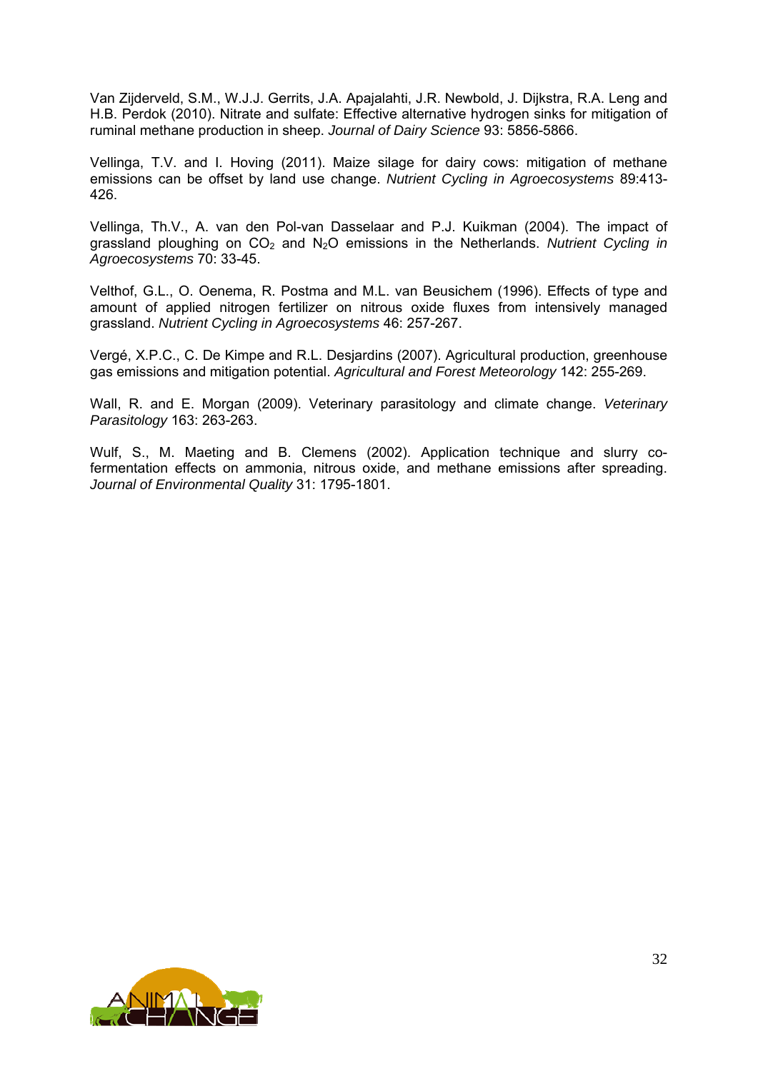Van Zijderveld, S.M., W.J.J. Gerrits, J.A. Apajalahti, J.R. Newbold, J. Dijkstra, R.A. Leng and H.B. Perdok (2010). Nitrate and sulfate: Effective alternative hydrogen sinks for mitigation of ruminal methane production in sheep. *Journal of Dairy Science* 93: 5856-5866.

Vellinga, T.V. and I. Hoving (2011). Maize silage for dairy cows: mitigation of methane emissions can be offset by land use change. *Nutrient Cycling in Agroecosystems* 89:413-426.

Vellinga, Th.V., A. van den Pol-van Dasselaar and P.J. Kuikman (2004). The impact of grassland ploughing on $CO_2$ and $N_2O$ emissions in the Netherlands. *Nutrient Cycling in Agroecosystems* 70: 33-45.

Velthof, G.L., O. Oenema, R. Postma and M.L. van Beusichem (1996). Effects of type and amount of applied nitrogen fertilizer on nitrous oxide fluxes from intensively managed grassland. *Nutrient Cycling in Agroecosystems* 46: 257-267.

Vergé, X.P.C., C. De Kimpe and R.L. Desjardins (2007). Agricultural production, greenhouse gas emissions and mitigation potential. *Agricultural and Forest Meteorology* 142: 255-269.

Wall, R. and E. Morgan (2009). Veterinary parasitology and climate change. *Veterinary Parasitology* 163: 263-263.

Wulf, S., M. Maeting and B. Clemens (2002). Application technique and slurry co-fermentation effects on ammonia, nitrous oxide, and methane emissions after spreading. *Journal of Environmental Quality* 31: 1795-1801.